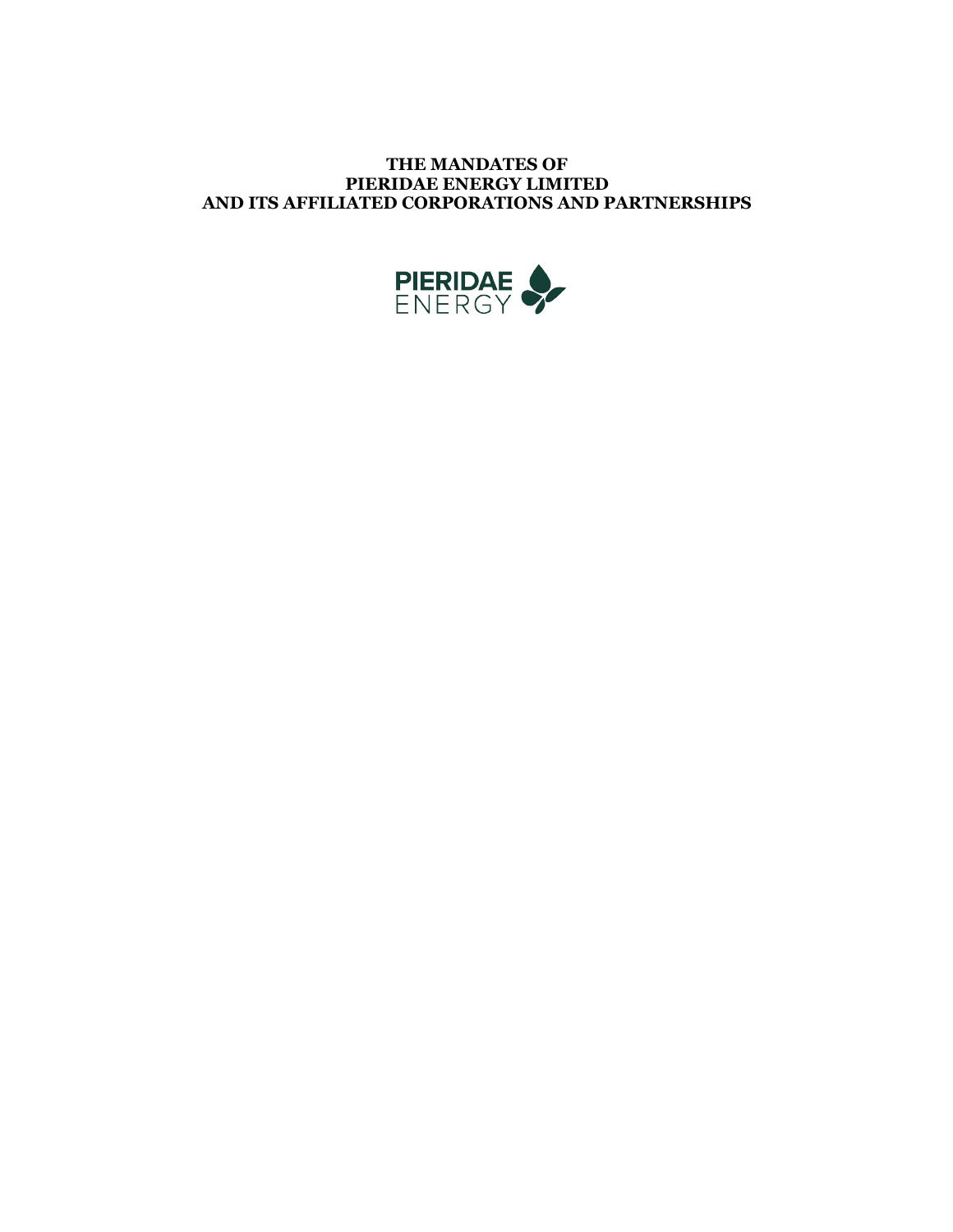# THE MANDATES OF PIERIDAE ENERGY LIMITED AND ITS AFFILIATED CORPORATIONS AND PARTNERSHIPS

PIERIDAE ENERGY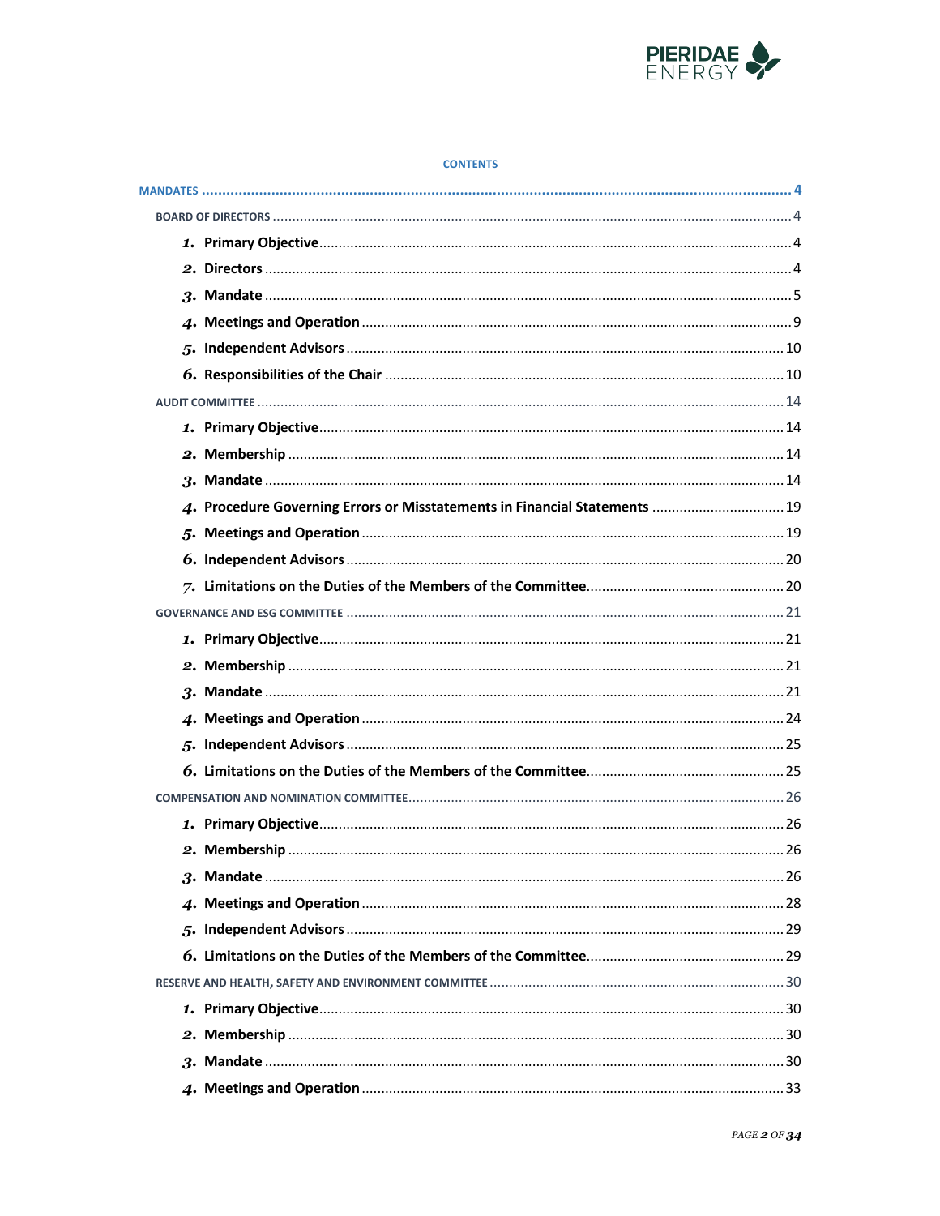**CONTENTS**

MANDATES ........................................................ 4

BOARD OF DIRECTORS ........................................................ 4

1. Primary Objective ........................................................ 4
2. Directors ........................................................ 4
3. Mandate ........................................................ 5
4. Meetings and Operation ........................................................ 9
5. Independent Advisors ........................................................ 10
6. Responsibilities of the Chair ........................................................ 10

AUDIT COMMITTEE ........................................................ 14

1. Primary Objective ........................................................ 14
2. Membership ........................................................ 14
3. Mandate ........................................................ 14
4. Procedure Governing Errors or Misstatements in Financial Statements ........................................................ 19
5. Meetings and Operation ........................................................ 19
6. Independent Advisors ........................................................ 20
7. Limitations on the Duties of the Members of the Committee ........................................................ 20

GOVERNANCE AND ESG COMMITTEE ........................................................ 21

1. Primary Objective ........................................................ 21
2. Membership ........................................................ 21
3. Mandate ........................................................ 21
4. Meetings and Operation ........................................................ 24
5. Independent Advisors ........................................................ 25
6. Limitations on the Duties of the Members of the Committee ........................................................ 25

COMPENSATION AND NOMINATION COMMITTEE ........................................................ 26

1. Primary Objective ........................................................ 26
2. Membership ........................................................ 26
3. Mandate ........................................................ 26
4. Meetings and Operation ........................................................ 28
5. Independent Advisors ........................................................ 29
6. Limitations on the Duties of the Members of the Committee ........................................................ 29

RESERVE AND HEALTH, SAFETY AND ENVIRONMENT COMMITTEE ........................................................ 30

1. Primary Objective ........................................................ 30
2. Membership ........................................................ 30
3. Mandate ........................................................ 30
4. Meetings and Operation ........................................................ 33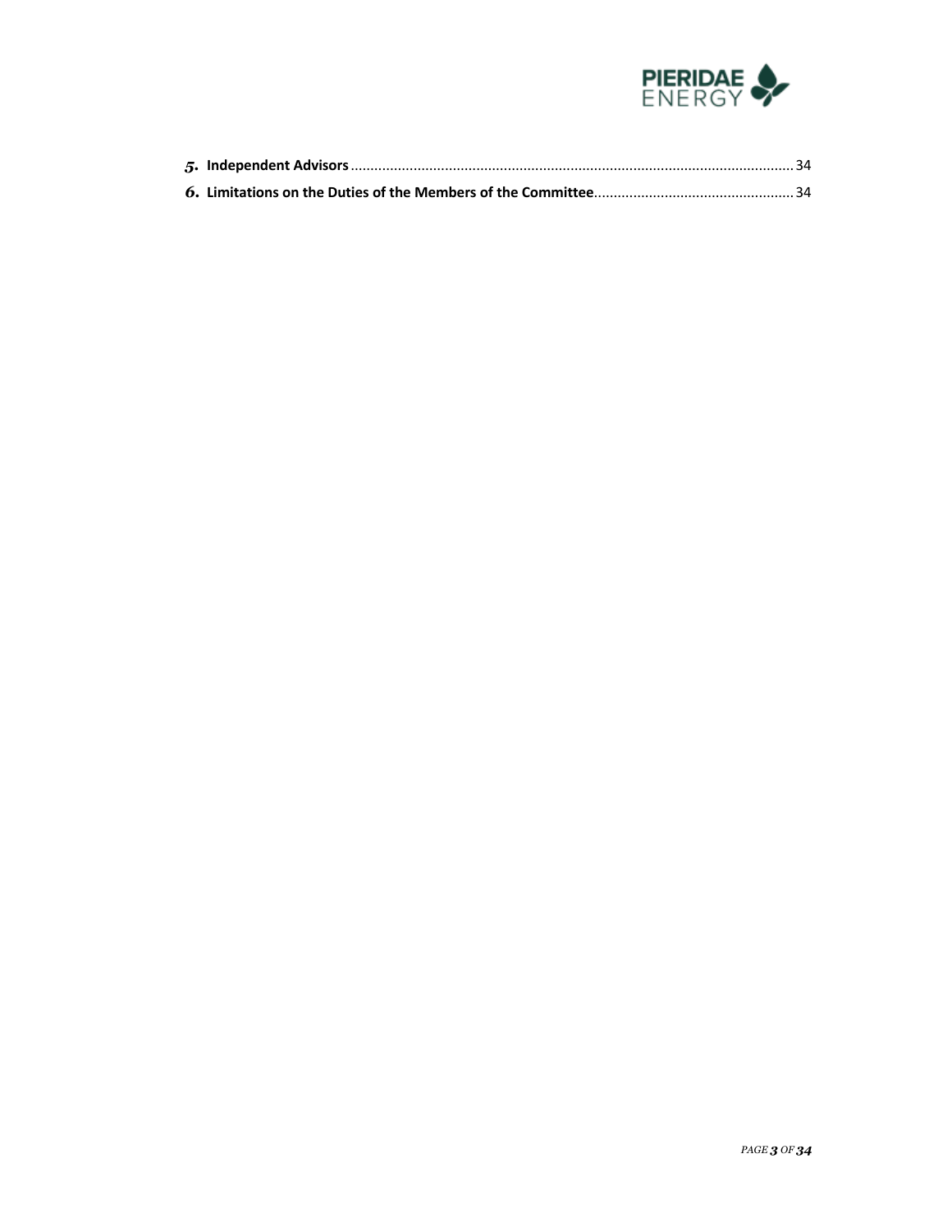*5.* **Independent Advisors** ........................................................................................................ 34

*6.* **Limitations on the Duties of the Members of the Committee** .................................................. 34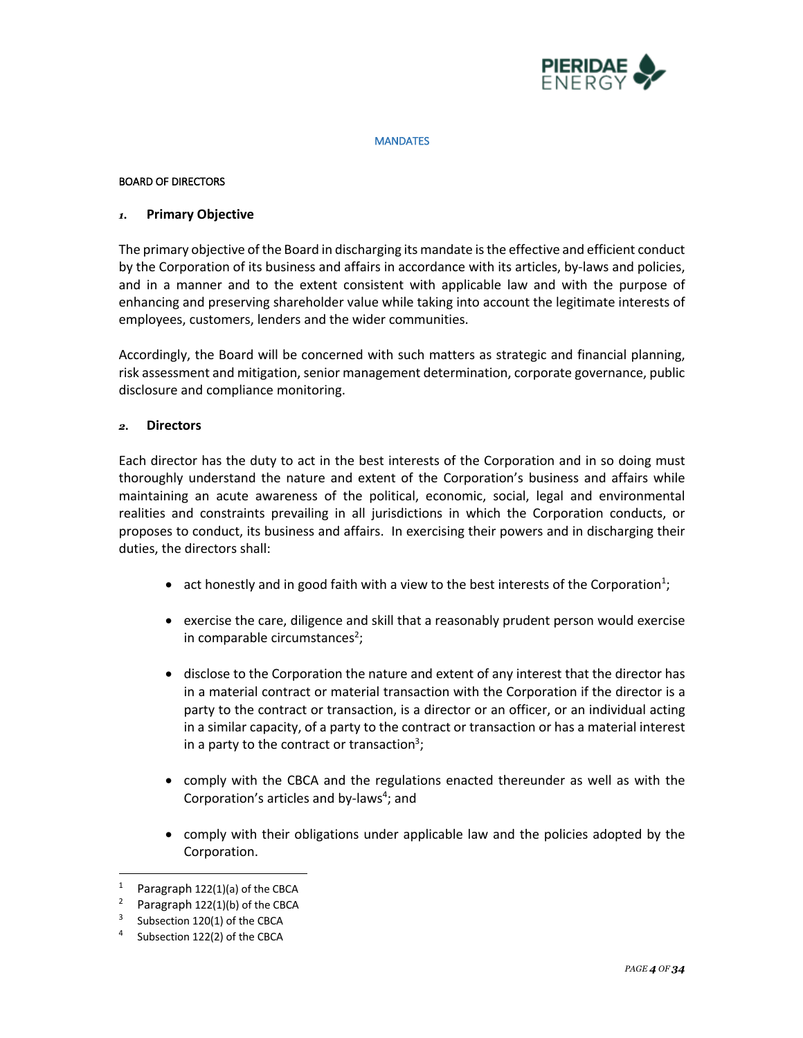MANDATES

BOARD OF DIRECTORS

## 1. Primary Objective

The primary objective of the Board in discharging its mandate is the effective and efficient conduct by the Corporation of its business and affairs in accordance with its articles, by-laws and policies, and in a manner and to the extent consistent with applicable law and with the purpose of enhancing and preserving shareholder value while taking into account the legitimate interests of employees, customers, lenders and the wider communities.

Accordingly, the Board will be concerned with such matters as strategic and financial planning, risk assessment and mitigation, senior management determination, corporate governance, public disclosure and compliance monitoring.

## 2. Directors

Each director has the duty to act in the best interests of the Corporation and in so doing must thoroughly understand the nature and extent of the Corporation's business and affairs while maintaining an acute awareness of the political, economic, social, legal and environmental realities and constraints prevailing in all jurisdictions in which the Corporation conducts, or proposes to conduct, its business and affairs. In exercising their powers and in discharging their duties, the directors shall:

- act honestly and in good faith with a view to the best interests of the Corporation[1];
- exercise the care, diligence and skill that a reasonably prudent person would exercise in comparable circumstances[2];
- disclose to the Corporation the nature and extent of any interest that the director has in a material contract or material transaction with the Corporation if the director is a party to the contract or transaction, is a director or an officer, or an individual acting in a similar capacity, of a party to the contract or transaction or has a material interest in a party to the contract or transaction[3];
- comply with the CBCA and the regulations enacted thereunder as well as with the Corporation's articles and by-laws[4]; and
- comply with their obligations under applicable law and the policies adopted by the Corporation.

---

[1] Paragraph 122(1)(a) of the CBCA

[2] Paragraph 122(1)(b) of the CBCA

[3] Subsection 120(1) of the CBCA

[4] Subsection 122(2) of the CBCA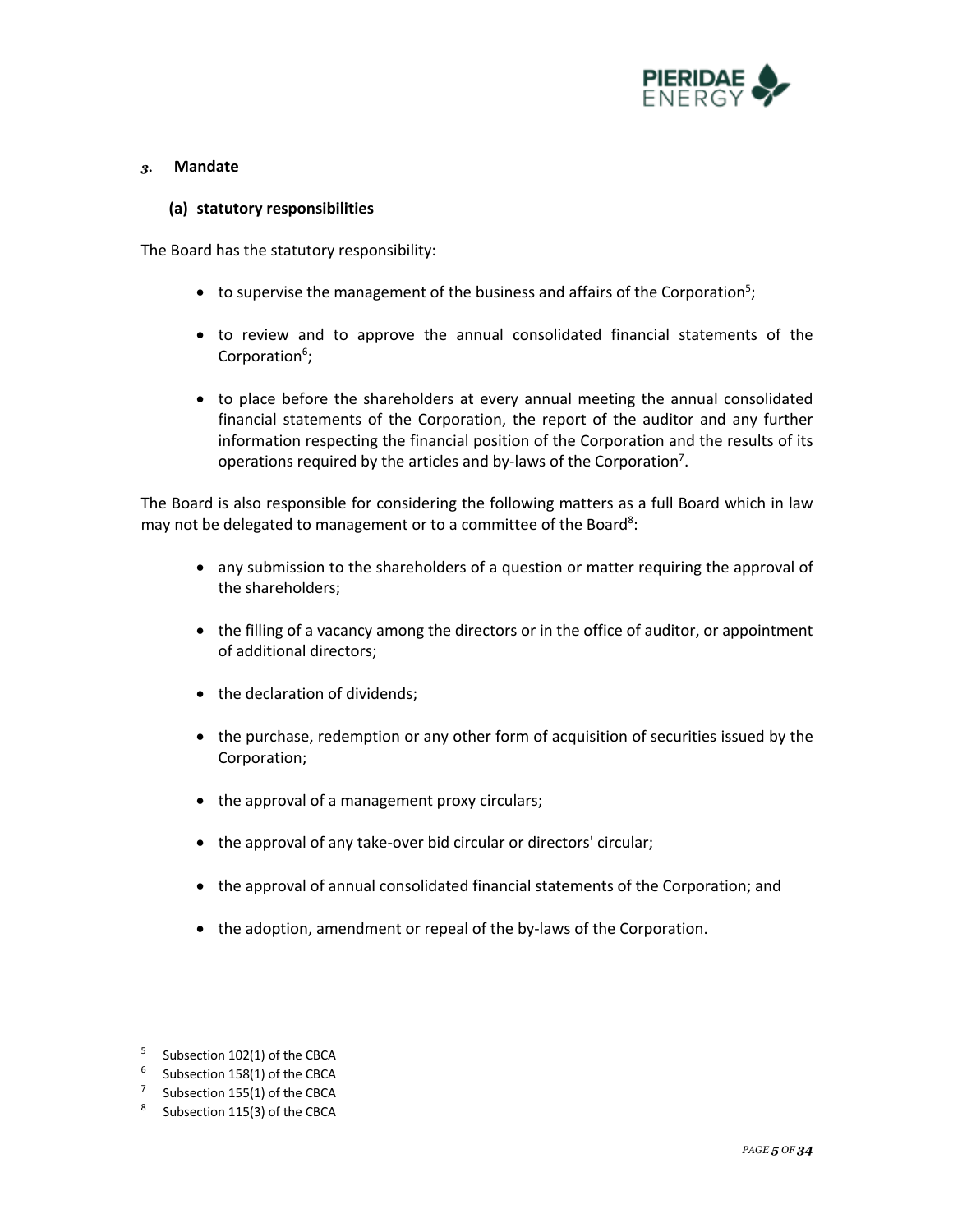## 3. Mandate

### (a) statutory responsibilities

The Board has the statutory responsibility:

- to supervise the management of the business and affairs of the Corporation[5];
- to review and to approve the annual consolidated financial statements of the Corporation[6];
- to place before the shareholders at every annual meeting the annual consolidated financial statements of the Corporation, the report of the auditor and any further information respecting the financial position of the Corporation and the results of its operations required by the articles and by-laws of the Corporation[7].

The Board is also responsible for considering the following matters as a full Board which in law may not be delegated to management or to a committee of the Board[8]:

- any submission to the shareholders of a question or matter requiring the approval of the shareholders;
- the filling of a vacancy among the directors or in the office of auditor, or appointment of additional directors;
- the declaration of dividends;
- the purchase, redemption or any other form of acquisition of securities issued by the Corporation;
- the approval of a management proxy circulars;
- the approval of any take-over bid circular or directors' circular;
- the approval of annual consolidated financial statements of the Corporation; and
- the adoption, amendment or repeal of the by-laws of the Corporation.

---

[5] Subsection 102(1) of the CBCA

[6] Subsection 158(1) of the CBCA

[7] Subsection 155(1) of the CBCA

[8] Subsection 115(3) of the CBCA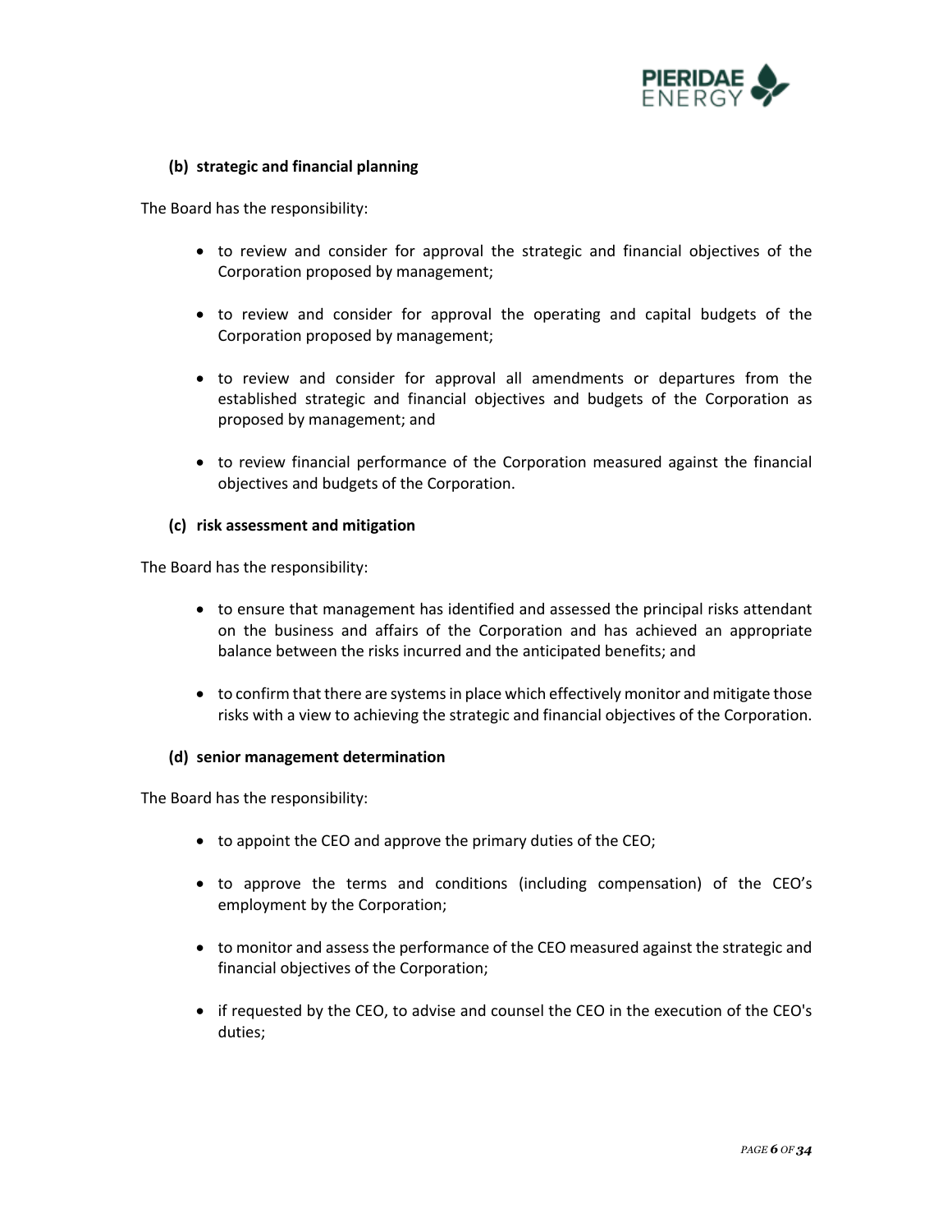**(b) strategic and financial planning**

The Board has the responsibility:

- to review and consider for approval the strategic and financial objectives of the Corporation proposed by management;
- to review and consider for approval the operating and capital budgets of the Corporation proposed by management;
- to review and consider for approval all amendments or departures from the established strategic and financial objectives and budgets of the Corporation as proposed by management; and
- to review financial performance of the Corporation measured against the financial objectives and budgets of the Corporation.

**(c) risk assessment and mitigation**

The Board has the responsibility:

- to ensure that management has identified and assessed the principal risks attendant on the business and affairs of the Corporation and has achieved an appropriate balance between the risks incurred and the anticipated benefits; and
- to confirm that there are systems in place which effectively monitor and mitigate those risks with a view to achieving the strategic and financial objectives of the Corporation.

**(d) senior management determination**

The Board has the responsibility:

- to appoint the CEO and approve the primary duties of the CEO;
- to approve the terms and conditions (including compensation) of the CEO's employment by the Corporation;
- to monitor and assess the performance of the CEO measured against the strategic and financial objectives of the Corporation;
- if requested by the CEO, to advise and counsel the CEO in the execution of the CEO's duties;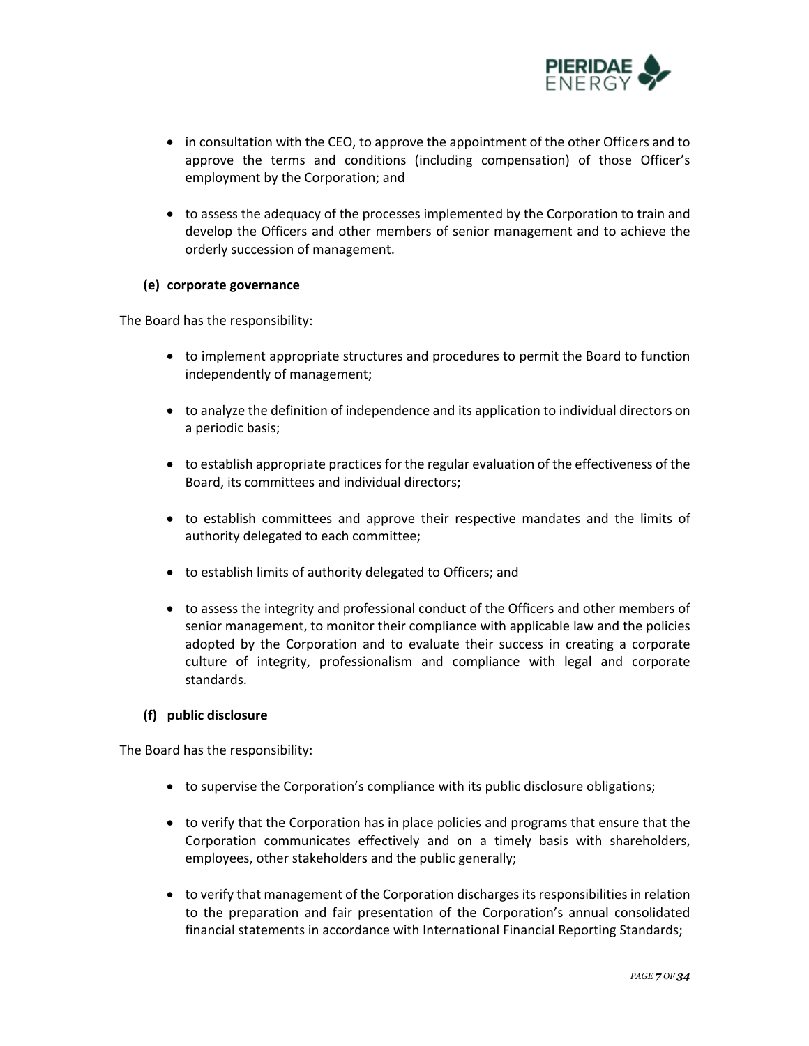- in consultation with the CEO, to approve the appointment of the other Officers and to approve the terms and conditions (including compensation) of those Officer's employment by the Corporation; and
- to assess the adequacy of the processes implemented by the Corporation to train and develop the Officers and other members of senior management and to achieve the orderly succession of management.

**(e) corporate governance**

The Board has the responsibility:

- to implement appropriate structures and procedures to permit the Board to function independently of management;
- to analyze the definition of independence and its application to individual directors on a periodic basis;
- to establish appropriate practices for the regular evaluation of the effectiveness of the Board, its committees and individual directors;
- to establish committees and approve their respective mandates and the limits of authority delegated to each committee;
- to establish limits of authority delegated to Officers; and
- to assess the integrity and professional conduct of the Officers and other members of senior management, to monitor their compliance with applicable law and the policies adopted by the Corporation and to evaluate their success in creating a corporate culture of integrity, professionalism and compliance with legal and corporate standards.

**(f) public disclosure**

The Board has the responsibility:

- to supervise the Corporation's compliance with its public disclosure obligations;
- to verify that the Corporation has in place policies and programs that ensure that the Corporation communicates effectively and on a timely basis with shareholders, employees, other stakeholders and the public generally;
- to verify that management of the Corporation discharges its responsibilities in relation to the preparation and fair presentation of the Corporation's annual consolidated financial statements in accordance with International Financial Reporting Standards;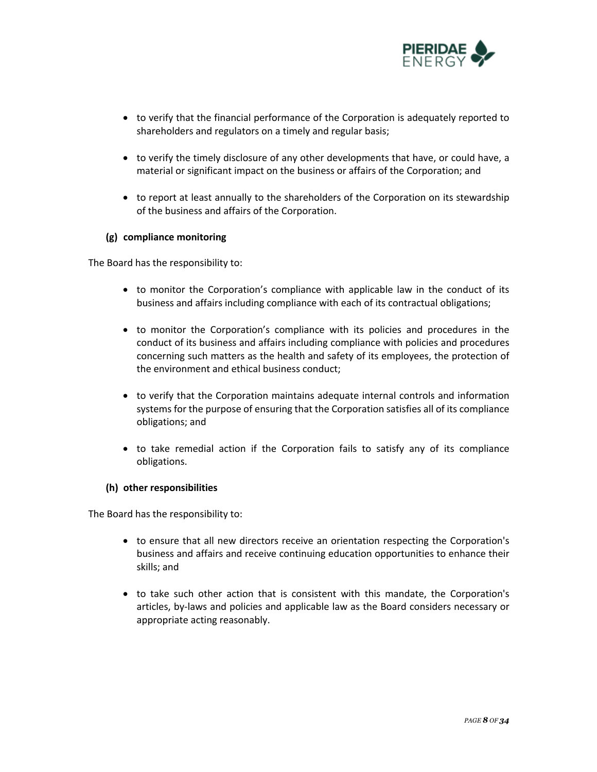- to verify that the financial performance of the Corporation is adequately reported to shareholders and regulators on a timely and regular basis;

- to verify the timely disclosure of any other developments that have, or could have, a material or significant impact on the business or affairs of the Corporation; and

- to report at least annually to the shareholders of the Corporation on its stewardship of the business and affairs of the Corporation.

**(g) compliance monitoring**

The Board has the responsibility to:

- to monitor the Corporation's compliance with applicable law in the conduct of its business and affairs including compliance with each of its contractual obligations;

- to monitor the Corporation's compliance with its policies and procedures in the conduct of its business and affairs including compliance with policies and procedures concerning such matters as the health and safety of its employees, the protection of the environment and ethical business conduct;

- to verify that the Corporation maintains adequate internal controls and information systems for the purpose of ensuring that the Corporation satisfies all of its compliance obligations; and

- to take remedial action if the Corporation fails to satisfy any of its compliance obligations.

**(h) other responsibilities**

The Board has the responsibility to:

- to ensure that all new directors receive an orientation respecting the Corporation's business and affairs and receive continuing education opportunities to enhance their skills; and

- to take such other action that is consistent with this mandate, the Corporation's articles, by-laws and policies and applicable law as the Board considers necessary or appropriate acting reasonably.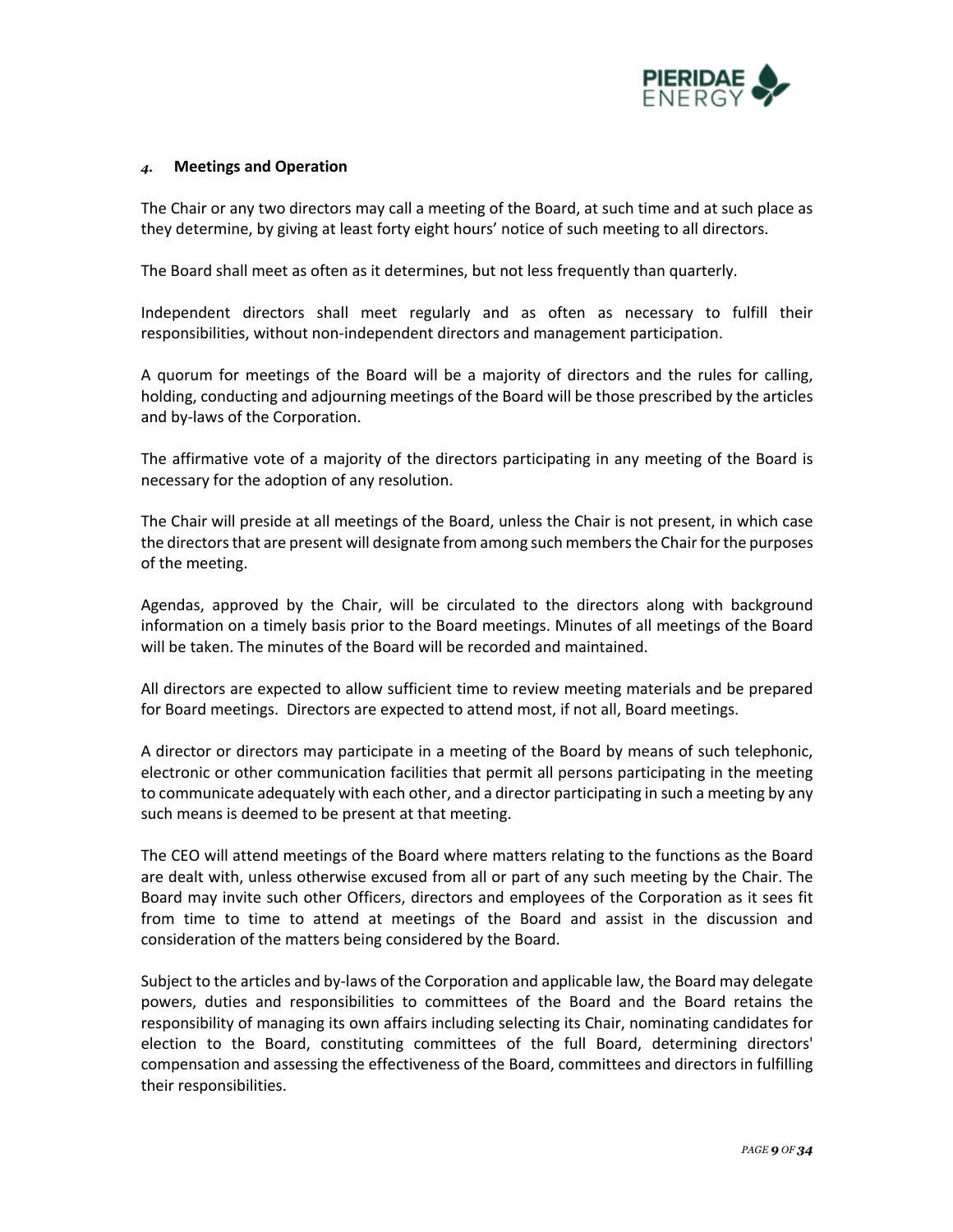## 4. Meetings and Operation

The Chair or any two directors may call a meeting of the Board, at such time and at such place as they determine, by giving at least forty eight hours' notice of such meeting to all directors.

The Board shall meet as often as it determines, but not less frequently than quarterly.

Independent directors shall meet regularly and as often as necessary to fulfill their responsibilities, without non-independent directors and management participation.

A quorum for meetings of the Board will be a majority of directors and the rules for calling, holding, conducting and adjourning meetings of the Board will be those prescribed by the articles and by-laws of the Corporation.

The affirmative vote of a majority of the directors participating in any meeting of the Board is necessary for the adoption of any resolution.

The Chair will preside at all meetings of the Board, unless the Chair is not present, in which case the directors that are present will designate from among such members the Chair for the purposes of the meeting.

Agendas, approved by the Chair, will be circulated to the directors along with background information on a timely basis prior to the Board meetings. Minutes of all meetings of the Board will be taken. The minutes of the Board will be recorded and maintained.

All directors are expected to allow sufficient time to review meeting materials and be prepared for Board meetings. Directors are expected to attend most, if not all, Board meetings.

A director or directors may participate in a meeting of the Board by means of such telephonic, electronic or other communication facilities that permit all persons participating in the meeting to communicate adequately with each other, and a director participating in such a meeting by any such means is deemed to be present at that meeting.

The CEO will attend meetings of the Board where matters relating to the functions as the Board are dealt with, unless otherwise excused from all or part of any such meeting by the Chair. The Board may invite such other Officers, directors and employees of the Corporation as it sees fit from time to time to attend at meetings of the Board and assist in the discussion and consideration of the matters being considered by the Board.

Subject to the articles and by-laws of the Corporation and applicable law, the Board may delegate powers, duties and responsibilities to committees of the Board and the Board retains the responsibility of managing its own affairs including selecting its Chair, nominating candidates for election to the Board, constituting committees of the full Board, determining directors' compensation and assessing the effectiveness of the Board, committees and directors in fulfilling their responsibilities.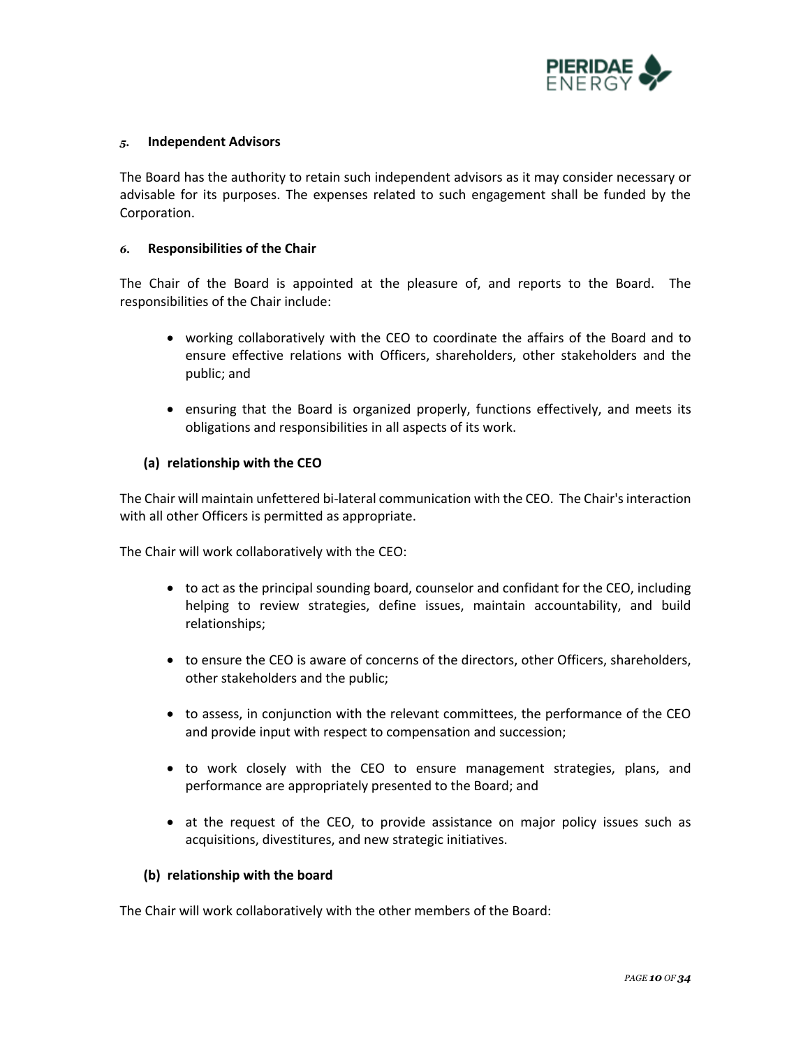### 5. Independent Advisors

The Board has the authority to retain such independent advisors as it may consider necessary or advisable for its purposes. The expenses related to such engagement shall be funded by the Corporation.

### 6. Responsibilities of the Chair

The Chair of the Board is appointed at the pleasure of, and reports to the Board. The responsibilities of the Chair include:

- working collaboratively with the CEO to coordinate the affairs of the Board and to ensure effective relations with Officers, shareholders, other stakeholders and the public; and
- ensuring that the Board is organized properly, functions effectively, and meets its obligations and responsibilities in all aspects of its work.

#### (a) relationship with the CEO

The Chair will maintain unfettered bi-lateral communication with the CEO. The Chair's interaction with all other Officers is permitted as appropriate.

The Chair will work collaboratively with the CEO:

- to act as the principal sounding board, counselor and confidant for the CEO, including helping to review strategies, define issues, maintain accountability, and build relationships;
- to ensure the CEO is aware of concerns of the directors, other Officers, shareholders, other stakeholders and the public;
- to assess, in conjunction with the relevant committees, the performance of the CEO and provide input with respect to compensation and succession;
- to work closely with the CEO to ensure management strategies, plans, and performance are appropriately presented to the Board; and
- at the request of the CEO, to provide assistance on major policy issues such as acquisitions, divestitures, and new strategic initiatives.

#### (b) relationship with the board

The Chair will work collaboratively with the other members of the Board: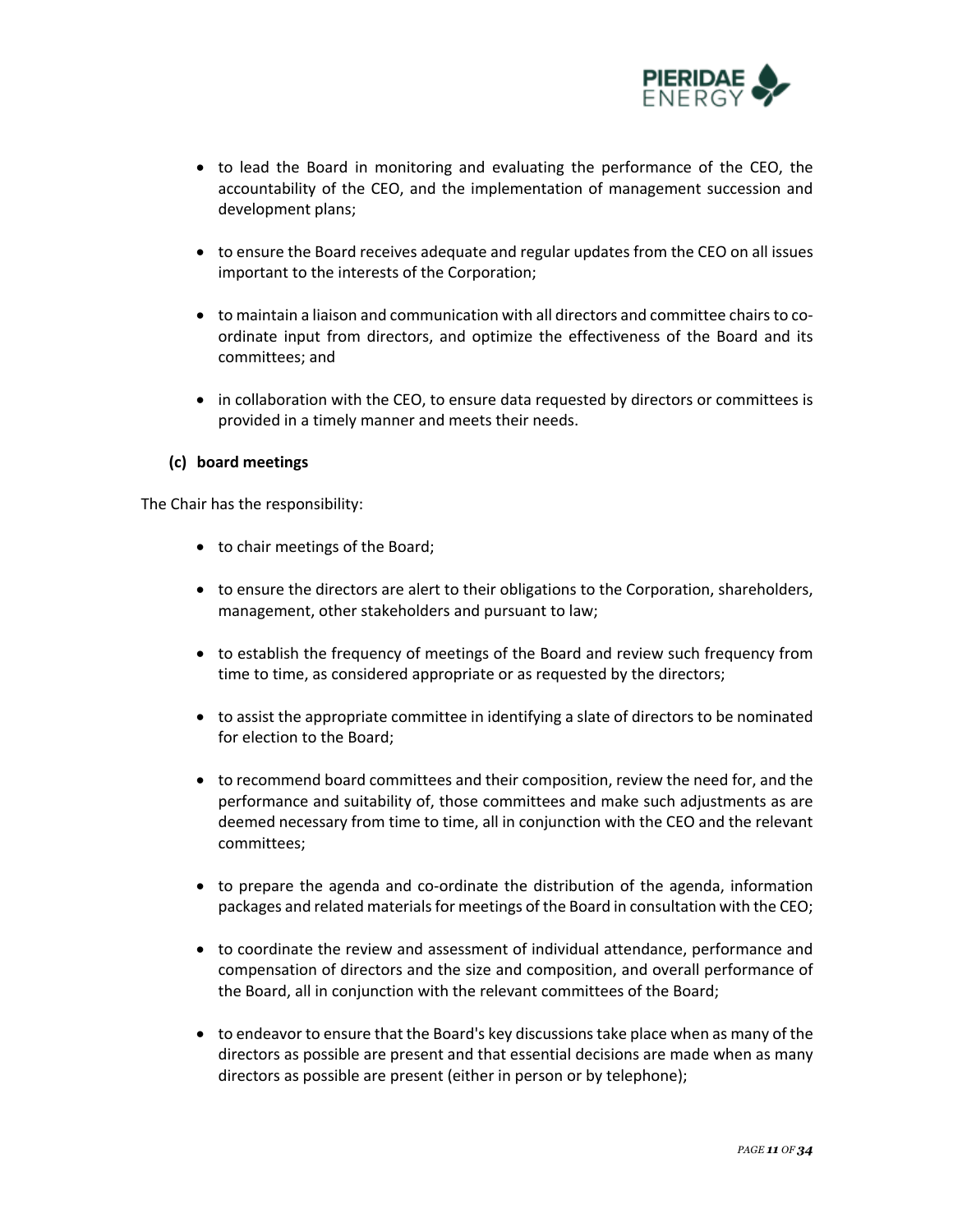- to lead the Board in monitoring and evaluating the performance of the CEO, the accountability of the CEO, and the implementation of management succession and development plans;

- to ensure the Board receives adequate and regular updates from the CEO on all issues important to the interests of the Corporation;

- to maintain a liaison and communication with all directors and committee chairs to co-ordinate input from directors, and optimize the effectiveness of the Board and its committees; and

- in collaboration with the CEO, to ensure data requested by directors or committees is provided in a timely manner and meets their needs.

**(c) board meetings**

The Chair has the responsibility:

- to chair meetings of the Board;

- to ensure the directors are alert to their obligations to the Corporation, shareholders, management, other stakeholders and pursuant to law;

- to establish the frequency of meetings of the Board and review such frequency from time to time, as considered appropriate or as requested by the directors;

- to assist the appropriate committee in identifying a slate of directors to be nominated for election to the Board;

- to recommend board committees and their composition, review the need for, and the performance and suitability of, those committees and make such adjustments as are deemed necessary from time to time, all in conjunction with the CEO and the relevant committees;

- to prepare the agenda and co-ordinate the distribution of the agenda, information packages and related materials for meetings of the Board in consultation with the CEO;

- to coordinate the review and assessment of individual attendance, performance and compensation of directors and the size and composition, and overall performance of the Board, all in conjunction with the relevant committees of the Board;

- to endeavor to ensure that the Board's key discussions take place when as many of the directors as possible are present and that essential decisions are made when as many directors as possible are present (either in person or by telephone);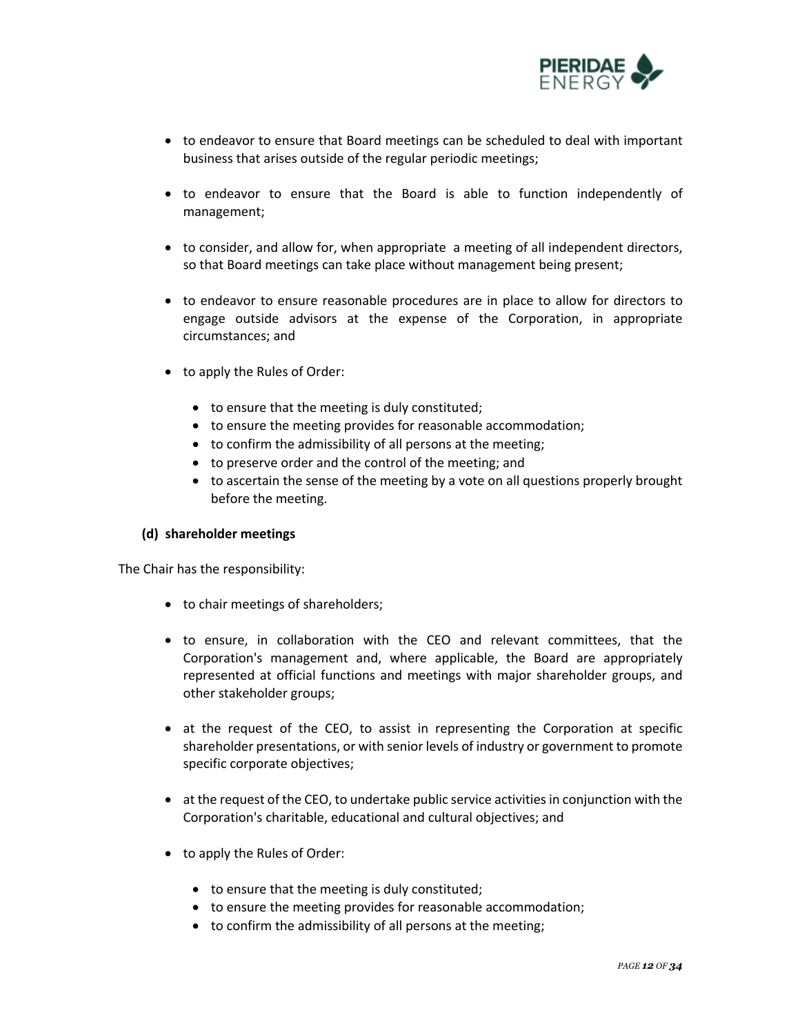- to endeavor to ensure that Board meetings can be scheduled to deal with important business that arises outside of the regular periodic meetings;

- to endeavor to ensure that the Board is able to function independently of management;

- to consider, and allow for, when appropriate a meeting of all independent directors, so that Board meetings can take place without management being present;

- to endeavor to ensure reasonable procedures are in place to allow for directors to engage outside advisors at the expense of the Corporation, in appropriate circumstances; and

- to apply the Rules of Order:

  - to ensure that the meeting is duly constituted;
  - to ensure the meeting provides for reasonable accommodation;
  - to confirm the admissibility of all persons at the meeting;
  - to preserve order and the control of the meeting; and
  - to ascertain the sense of the meeting by a vote on all questions properly brought before the meeting.

**(d) shareholder meetings**

The Chair has the responsibility:

- to chair meetings of shareholders;

- to ensure, in collaboration with the CEO and relevant committees, that the Corporation's management and, where applicable, the Board are appropriately represented at official functions and meetings with major shareholder groups, and other stakeholder groups;

- at the request of the CEO, to assist in representing the Corporation at specific shareholder presentations, or with senior levels of industry or government to promote specific corporate objectives;

- at the request of the CEO, to undertake public service activities in conjunction with the Corporation's charitable, educational and cultural objectives; and

- to apply the Rules of Order:

  - to ensure that the meeting is duly constituted;
  - to ensure the meeting provides for reasonable accommodation;
  - to confirm the admissibility of all persons at the meeting;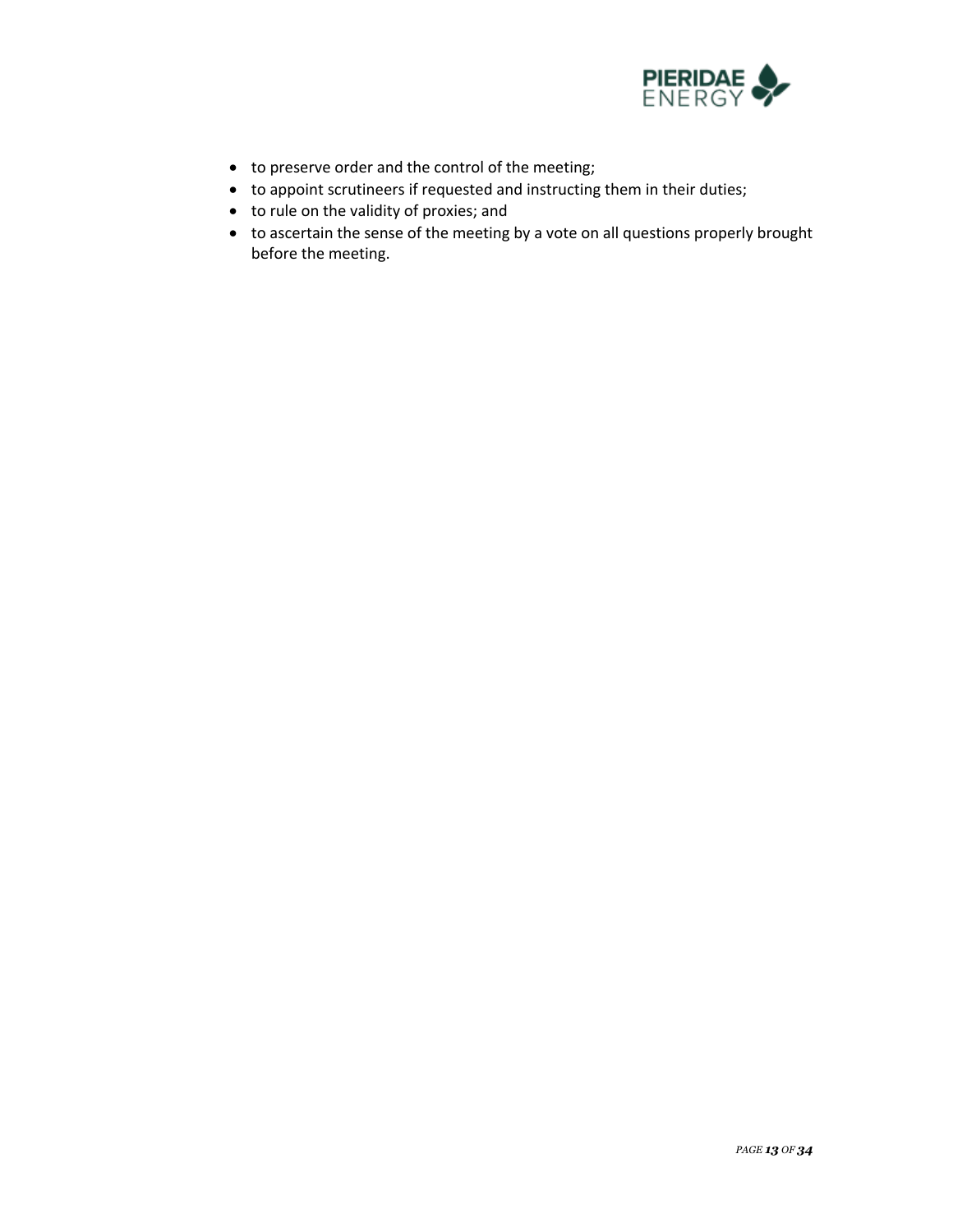- to preserve order and the control of the meeting;
- to appoint scrutineers if requested and instructing them in their duties;
- to rule on the validity of proxies; and
- to ascertain the sense of the meeting by a vote on all questions properly brought before the meeting.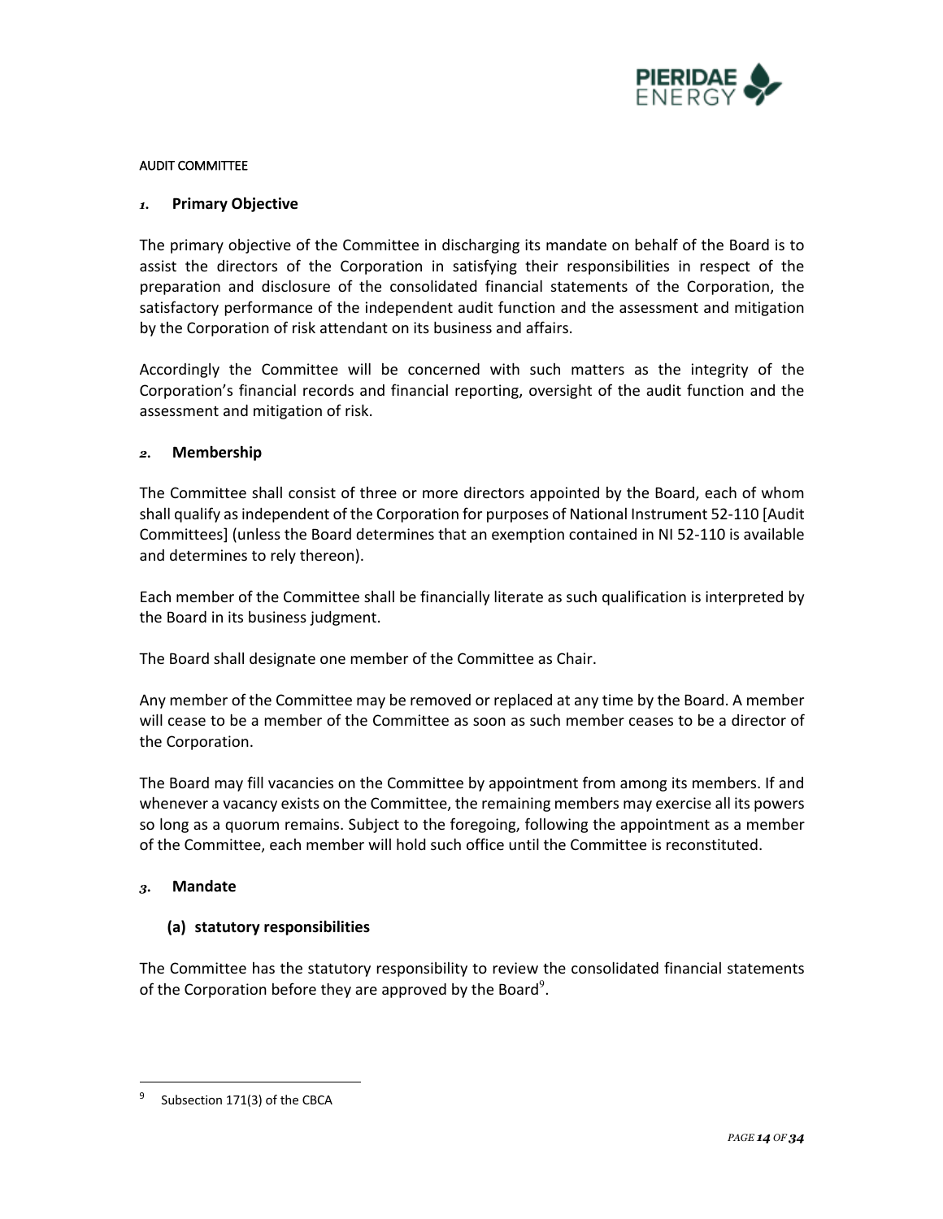AUDIT COMMITTEE

## 1. Primary Objective

The primary objective of the Committee in discharging its mandate on behalf of the Board is to assist the directors of the Corporation in satisfying their responsibilities in respect of the preparation and disclosure of the consolidated financial statements of the Corporation, the satisfactory performance of the independent audit function and the assessment and mitigation by the Corporation of risk attendant on its business and affairs.

Accordingly the Committee will be concerned with such matters as the integrity of the Corporation's financial records and financial reporting, oversight of the audit function and the assessment and mitigation of risk.

## 2. Membership

The Committee shall consist of three or more directors appointed by the Board, each of whom shall qualify as independent of the Corporation for purposes of National Instrument 52-110 [Audit Committees] (unless the Board determines that an exemption contained in NI 52-110 is available and determines to rely thereon).

Each member of the Committee shall be financially literate as such qualification is interpreted by the Board in its business judgment.

The Board shall designate one member of the Committee as Chair.

Any member of the Committee may be removed or replaced at any time by the Board. A member will cease to be a member of the Committee as soon as such member ceases to be a director of the Corporation.

The Board may fill vacancies on the Committee by appointment from among its members. If and whenever a vacancy exists on the Committee, the remaining members may exercise all its powers so long as a quorum remains. Subject to the foregoing, following the appointment as a member of the Committee, each member will hold such office until the Committee is reconstituted.

## 3. Mandate

### (a) statutory responsibilities

The Committee has the statutory responsibility to review the consolidated financial statements of the Corporation before they are approved by the Board[9].

[9] Subsection 171(3) of the CBCA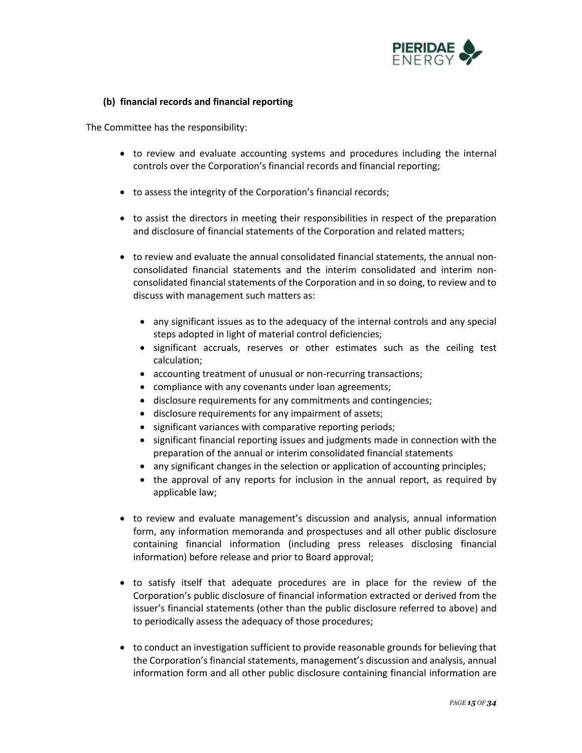**(b) financial records and financial reporting**

The Committee has the responsibility:

- to review and evaluate accounting systems and procedures including the internal controls over the Corporation's financial records and financial reporting;
- to assess the integrity of the Corporation's financial records;
- to assist the directors in meeting their responsibilities in respect of the preparation and disclosure of financial statements of the Corporation and related matters;
- to review and evaluate the annual consolidated financial statements, the annual non-consolidated financial statements and the interim consolidated and interim non-consolidated financial statements of the Corporation and in so doing, to review and to discuss with management such matters as:
  - any significant issues as to the adequacy of the internal controls and any special steps adopted in light of material control deficiencies;
  - significant accruals, reserves or other estimates such as the ceiling test calculation;
  - accounting treatment of unusual or non-recurring transactions;
  - compliance with any covenants under loan agreements;
  - disclosure requirements for any commitments and contingencies;
  - disclosure requirements for any impairment of assets;
  - significant variances with comparative reporting periods;
  - significant financial reporting issues and judgments made in connection with the preparation of the annual or interim consolidated financial statements
  - any significant changes in the selection or application of accounting principles;
  - the approval of any reports for inclusion in the annual report, as required by applicable law;
- to review and evaluate management's discussion and analysis, annual information form, any information memoranda and prospectuses and all other public disclosure containing financial information (including press releases disclosing financial information) before release and prior to Board approval;
- to satisfy itself that adequate procedures are in place for the review of the Corporation's public disclosure of financial information extracted or derived from the issuer's financial statements (other than the public disclosure referred to above) and to periodically assess the adequacy of those procedures;
- to conduct an investigation sufficient to provide reasonable grounds for believing that the Corporation's financial statements, management's discussion and analysis, annual information form and all other public disclosure containing financial information are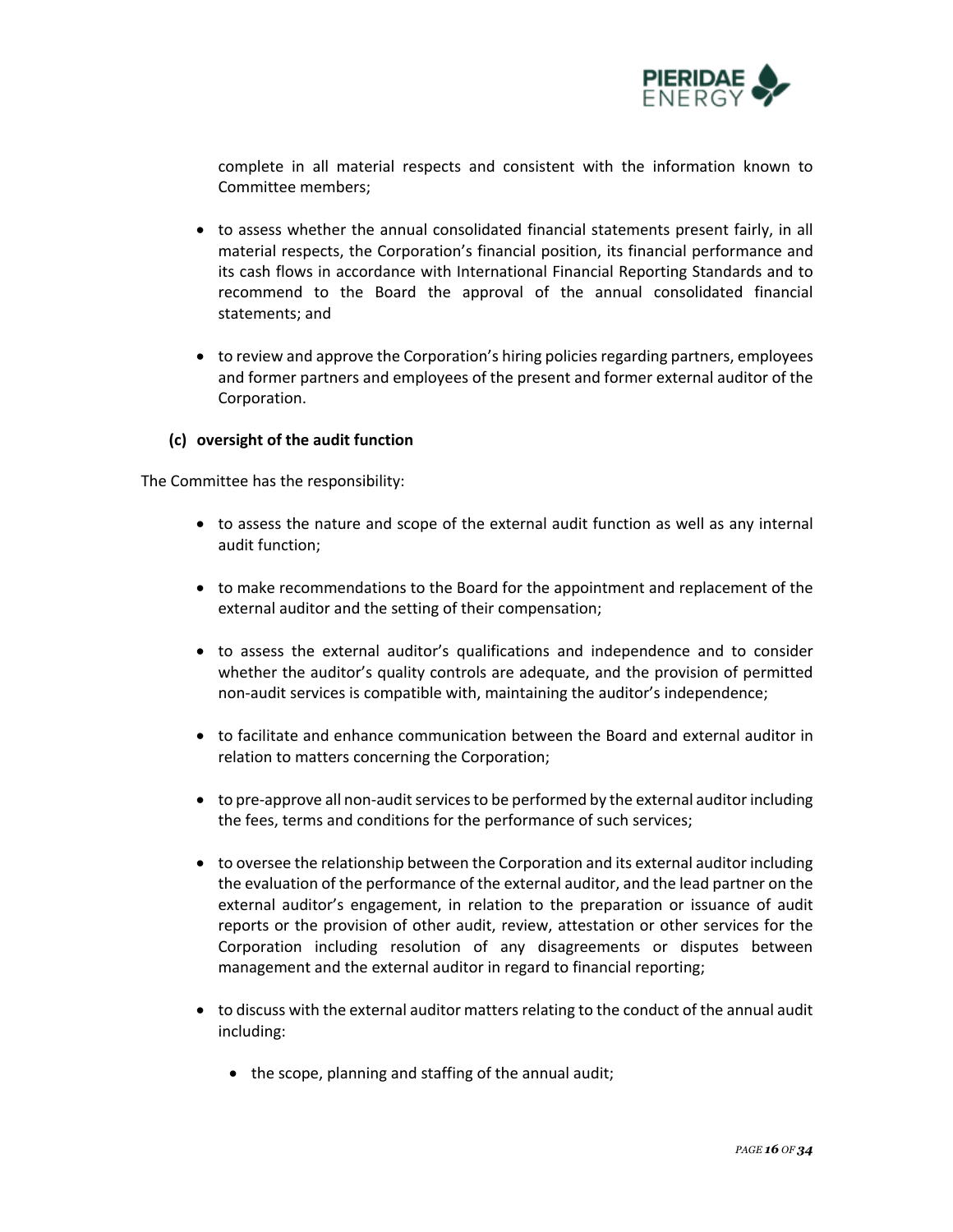complete in all material respects and consistent with the information known to Committee members;

- to assess whether the annual consolidated financial statements present fairly, in all material respects, the Corporation's financial position, its financial performance and its cash flows in accordance with International Financial Reporting Standards and to recommend to the Board the approval of the annual consolidated financial statements; and
- to review and approve the Corporation's hiring policies regarding partners, employees and former partners and employees of the present and former external auditor of the Corporation.

**(c) oversight of the audit function**

The Committee has the responsibility:

- to assess the nature and scope of the external audit function as well as any internal audit function;
- to make recommendations to the Board for the appointment and replacement of the external auditor and the setting of their compensation;
- to assess the external auditor's qualifications and independence and to consider whether the auditor's quality controls are adequate, and the provision of permitted non-audit services is compatible with, maintaining the auditor's independence;
- to facilitate and enhance communication between the Board and external auditor in relation to matters concerning the Corporation;
- to pre-approve all non-audit services to be performed by the external auditor including the fees, terms and conditions for the performance of such services;
- to oversee the relationship between the Corporation and its external auditor including the evaluation of the performance of the external auditor, and the lead partner on the external auditor's engagement, in relation to the preparation or issuance of audit reports or the provision of other audit, review, attestation or other services for the Corporation including resolution of any disagreements or disputes between management and the external auditor in regard to financial reporting;
- to discuss with the external auditor matters relating to the conduct of the annual audit including:
  - the scope, planning and staffing of the annual audit;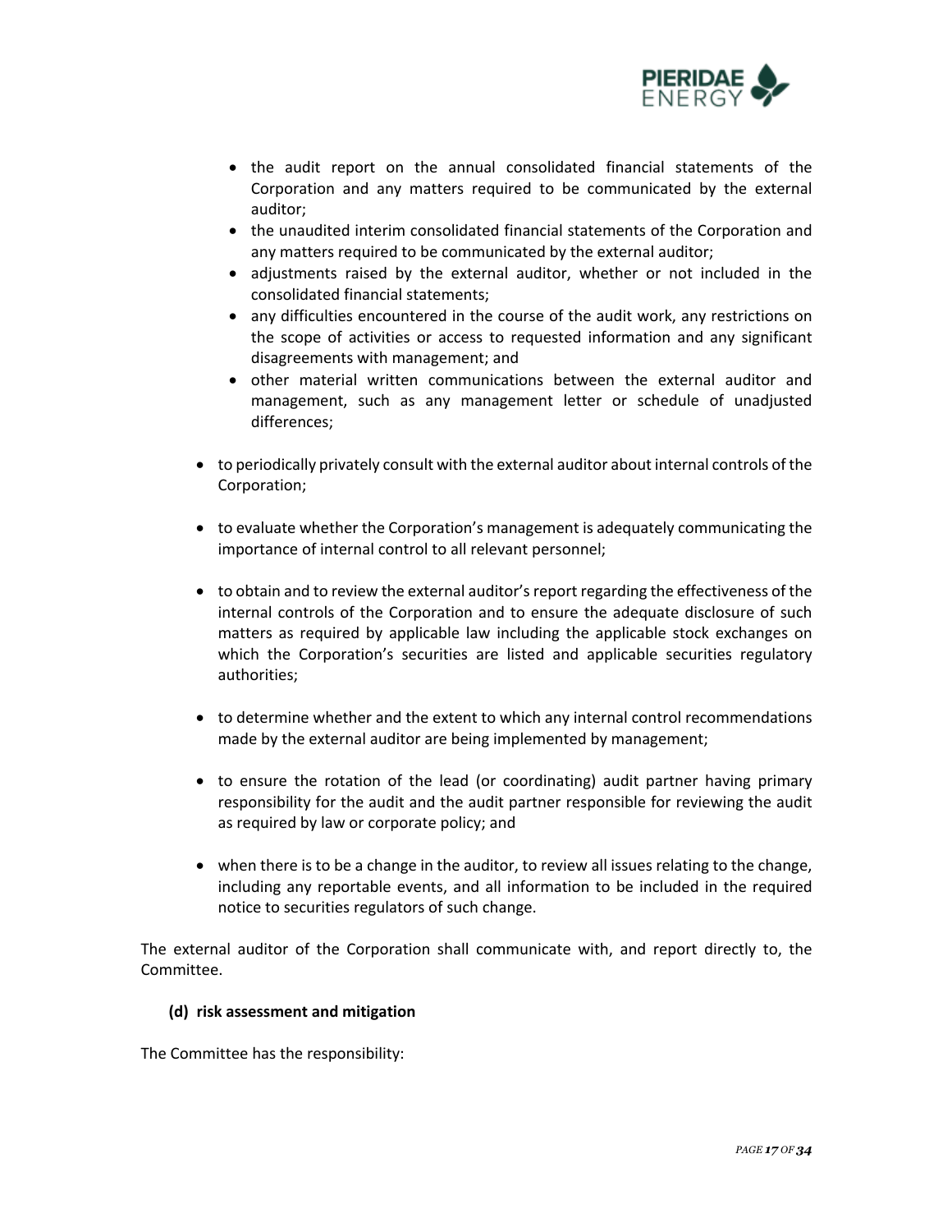- the audit report on the annual consolidated financial statements of the Corporation and any matters required to be communicated by the external auditor;
  - the unaudited interim consolidated financial statements of the Corporation and any matters required to be communicated by the external auditor;
  - adjustments raised by the external auditor, whether or not included in the consolidated financial statements;
  - any difficulties encountered in the course of the audit work, any restrictions on the scope of activities or access to requested information and any significant disagreements with management; and
  - other material written communications between the external auditor and management, such as any management letter or schedule of unadjusted differences;

- to periodically privately consult with the external auditor about internal controls of the Corporation;

- to evaluate whether the Corporation's management is adequately communicating the importance of internal control to all relevant personnel;

- to obtain and to review the external auditor's report regarding the effectiveness of the internal controls of the Corporation and to ensure the adequate disclosure of such matters as required by applicable law including the applicable stock exchanges on which the Corporation's securities are listed and applicable securities regulatory authorities;

- to determine whether and the extent to which any internal control recommendations made by the external auditor are being implemented by management;

- to ensure the rotation of the lead (or coordinating) audit partner having primary responsibility for the audit and the audit partner responsible for reviewing the audit as required by law or corporate policy; and

- when there is to be a change in the auditor, to review all issues relating to the change, including any reportable events, and all information to be included in the required notice to securities regulators of such change.

The external auditor of the Corporation shall communicate with, and report directly to, the Committee.

**(d) risk assessment and mitigation**

The Committee has the responsibility: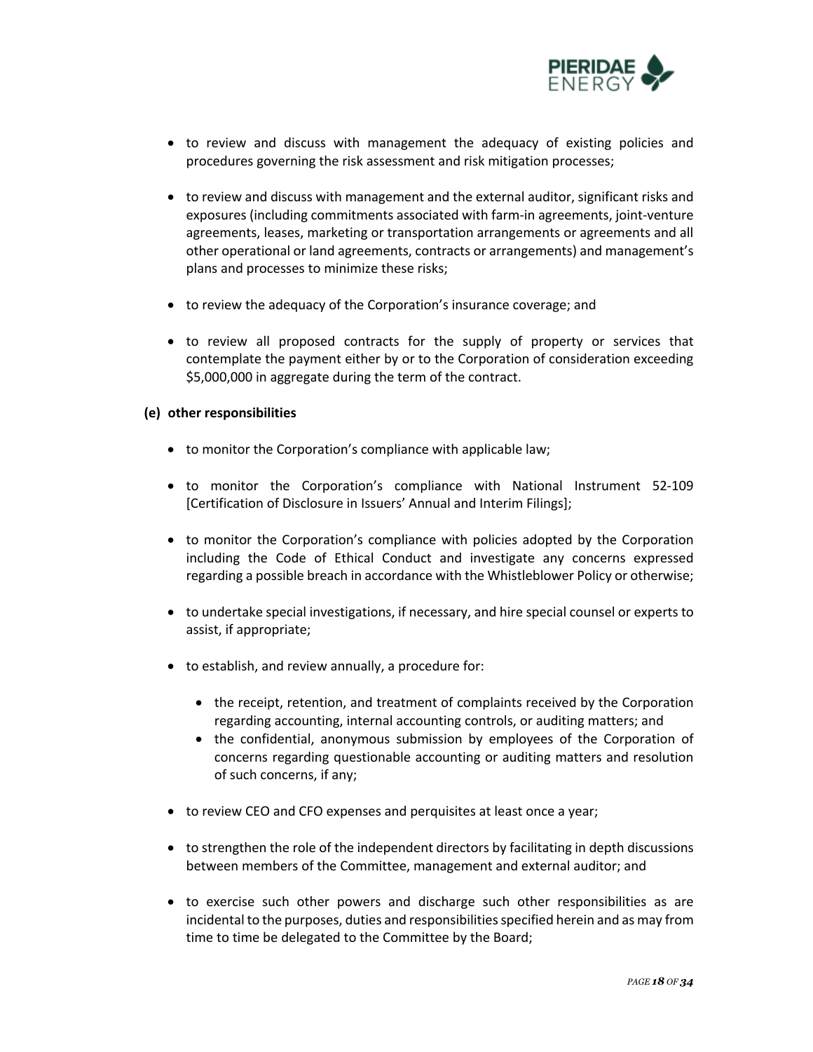- to review and discuss with management the adequacy of existing policies and procedures governing the risk assessment and risk mitigation processes;

- to review and discuss with management and the external auditor, significant risks and exposures (including commitments associated with farm-in agreements, joint-venture agreements, leases, marketing or transportation arrangements or agreements and all other operational or land agreements, contracts or arrangements) and management's plans and processes to minimize these risks;

- to review the adequacy of the Corporation's insurance coverage; and

- to review all proposed contracts for the supply of property or services that contemplate the payment either by or to the Corporation of consideration exceeding $5,000,000 in aggregate during the term of the contract.

**(e) other responsibilities**

- to monitor the Corporation's compliance with applicable law;

- to monitor the Corporation's compliance with National Instrument 52-109 [Certification of Disclosure in Issuers' Annual and Interim Filings];

- to monitor the Corporation's compliance with policies adopted by the Corporation including the Code of Ethical Conduct and investigate any concerns expressed regarding a possible breach in accordance with the Whistleblower Policy or otherwise;

- to undertake special investigations, if necessary, and hire special counsel or experts to assist, if appropriate;

- to establish, and review annually, a procedure for:

    - the receipt, retention, and treatment of complaints received by the Corporation regarding accounting, internal accounting controls, or auditing matters; and
    - the confidential, anonymous submission by employees of the Corporation of concerns regarding questionable accounting or auditing matters and resolution of such concerns, if any;

- to review CEO and CFO expenses and perquisites at least once a year;

- to strengthen the role of the independent directors by facilitating in depth discussions between members of the Committee, management and external auditor; and

- to exercise such other powers and discharge such other responsibilities as are incidental to the purposes, duties and responsibilities specified herein and as may from time to time be delegated to the Committee by the Board;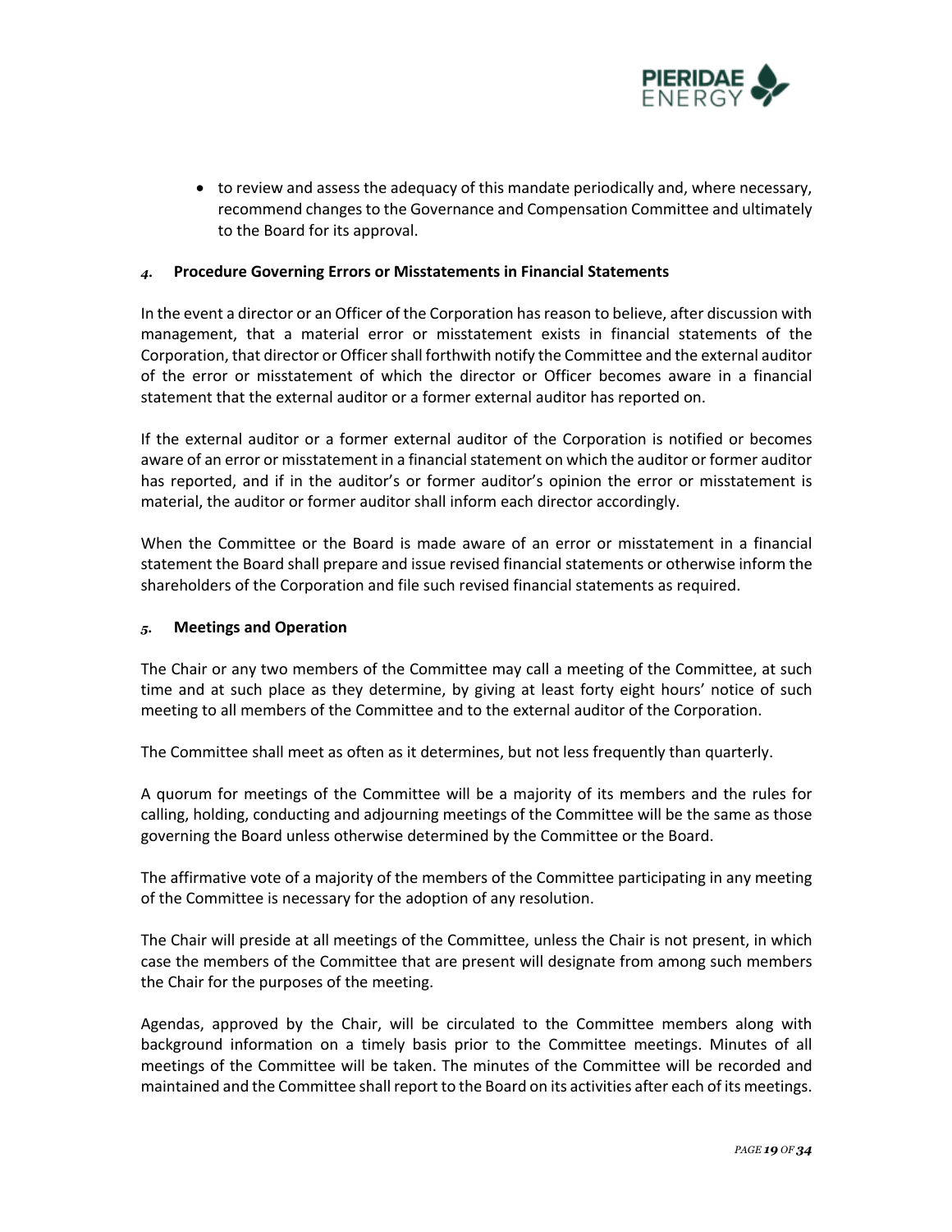- to review and assess the adequacy of this mandate periodically and, where necessary, recommend changes to the Governance and Compensation Committee and ultimately to the Board for its approval.

### *4.* Procedure Governing Errors or Misstatements in Financial Statements

In the event a director or an Officer of the Corporation has reason to believe, after discussion with management, that a material error or misstatement exists in financial statements of the Corporation, that director or Officer shall forthwith notify the Committee and the external auditor of the error or misstatement of which the director or Officer becomes aware in a financial statement that the external auditor or a former external auditor has reported on.

If the external auditor or a former external auditor of the Corporation is notified or becomes aware of an error or misstatement in a financial statement on which the auditor or former auditor has reported, and if in the auditor's or former auditor's opinion the error or misstatement is material, the auditor or former auditor shall inform each director accordingly.

When the Committee or the Board is made aware of an error or misstatement in a financial statement the Board shall prepare and issue revised financial statements or otherwise inform the shareholders of the Corporation and file such revised financial statements as required.

### *5.* Meetings and Operation

The Chair or any two members of the Committee may call a meeting of the Committee, at such time and at such place as they determine, by giving at least forty eight hours' notice of such meeting to all members of the Committee and to the external auditor of the Corporation.

The Committee shall meet as often as it determines, but not less frequently than quarterly.

A quorum for meetings of the Committee will be a majority of its members and the rules for calling, holding, conducting and adjourning meetings of the Committee will be the same as those governing the Board unless otherwise determined by the Committee or the Board.

The affirmative vote of a majority of the members of the Committee participating in any meeting of the Committee is necessary for the adoption of any resolution.

The Chair will preside at all meetings of the Committee, unless the Chair is not present, in which case the members of the Committee that are present will designate from among such members the Chair for the purposes of the meeting.

Agendas, approved by the Chair, will be circulated to the Committee members along with background information on a timely basis prior to the Committee meetings. Minutes of all meetings of the Committee will be taken. The minutes of the Committee will be recorded and maintained and the Committee shall report to the Board on its activities after each of its meetings.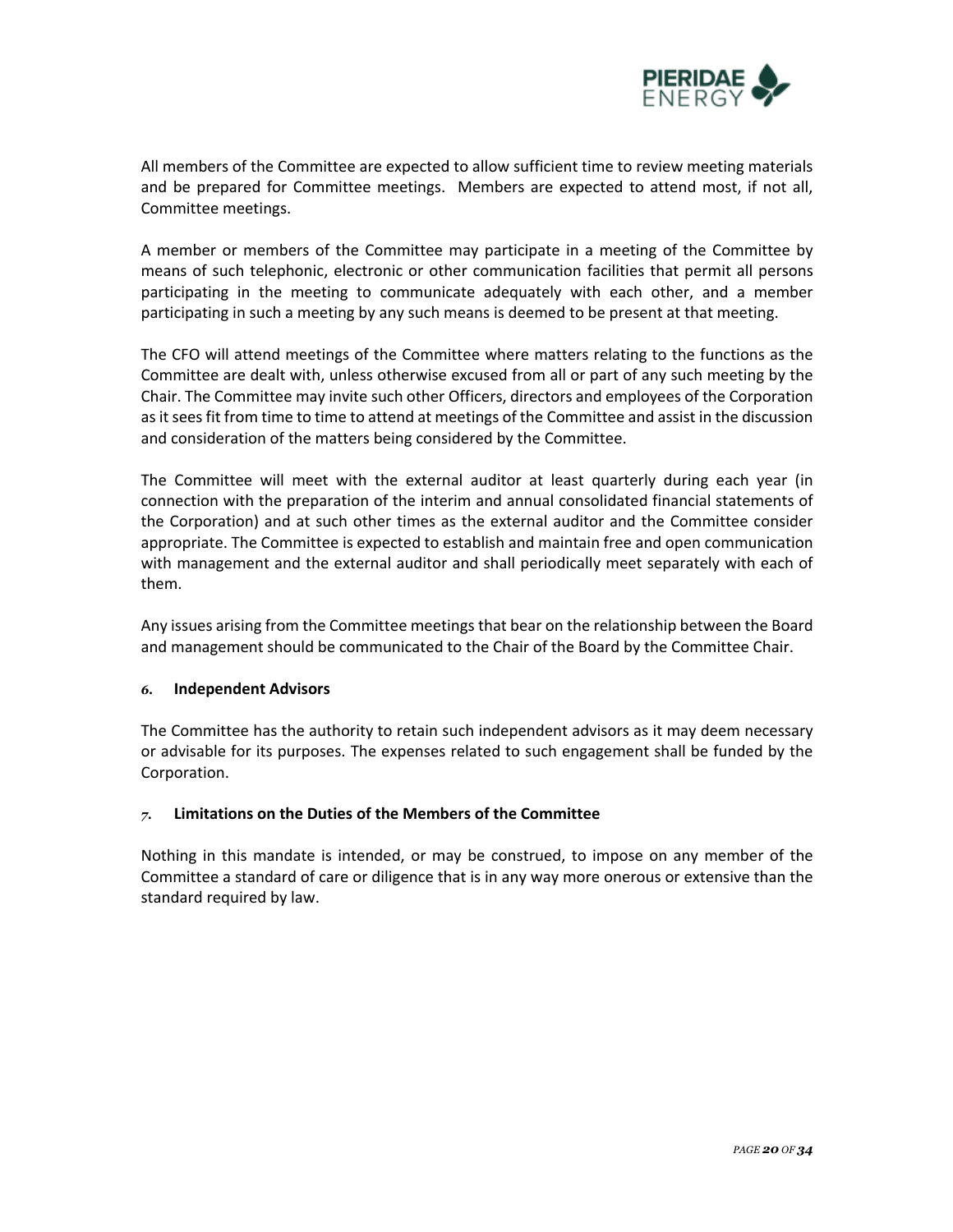All members of the Committee are expected to allow sufficient time to review meeting materials and be prepared for Committee meetings. Members are expected to attend most, if not all, Committee meetings.

A member or members of the Committee may participate in a meeting of the Committee by means of such telephonic, electronic or other communication facilities that permit all persons participating in the meeting to communicate adequately with each other, and a member participating in such a meeting by any such means is deemed to be present at that meeting.

The CFO will attend meetings of the Committee where matters relating to the functions as the Committee are dealt with, unless otherwise excused from all or part of any such meeting by the Chair. The Committee may invite such other Officers, directors and employees of the Corporation as it sees fit from time to time to attend at meetings of the Committee and assist in the discussion and consideration of the matters being considered by the Committee.

The Committee will meet with the external auditor at least quarterly during each year (in connection with the preparation of the interim and annual consolidated financial statements of the Corporation) and at such other times as the external auditor and the Committee consider appropriate. The Committee is expected to establish and maintain free and open communication with management and the external auditor and shall periodically meet separately with each of them.

Any issues arising from the Committee meetings that bear on the relationship between the Board and management should be communicated to the Chair of the Board by the Committee Chair.

#### *6.* **Independent Advisors**

The Committee has the authority to retain such independent advisors as it may deem necessary or advisable for its purposes. The expenses related to such engagement shall be funded by the Corporation.

#### *7.* **Limitations on the Duties of the Members of the Committee**

Nothing in this mandate is intended, or may be construed, to impose on any member of the Committee a standard of care or diligence that is in any way more onerous or extensive than the standard required by law.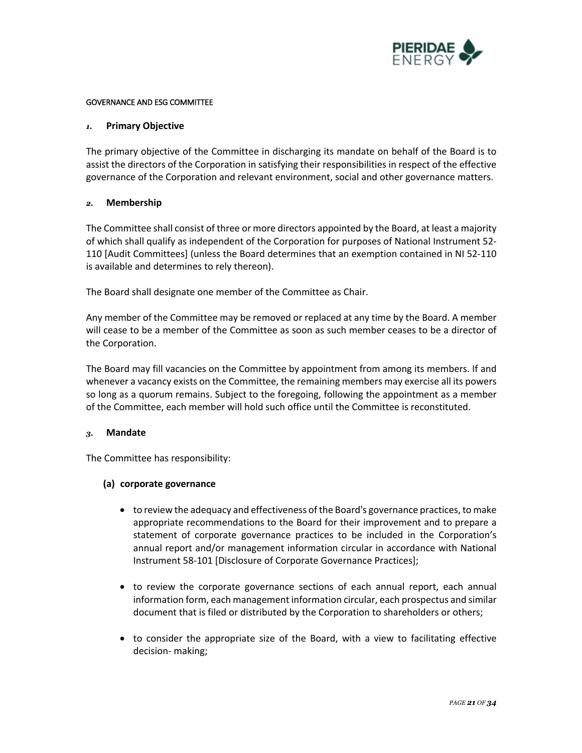GOVERNANCE AND ESG COMMITTEE

## 1. Primary Objective

The primary objective of the Committee in discharging its mandate on behalf of the Board is to assist the directors of the Corporation in satisfying their responsibilities in respect of the effective governance of the Corporation and relevant environment, social and other governance matters.

## 2. Membership

The Committee shall consist of three or more directors appointed by the Board, at least a majority of which shall qualify as independent of the Corporation for purposes of National Instrument 52-110 [Audit Committees] (unless the Board determines that an exemption contained in NI 52-110 is available and determines to rely thereon).

The Board shall designate one member of the Committee as Chair.

Any member of the Committee may be removed or replaced at any time by the Board. A member will cease to be a member of the Committee as soon as such member ceases to be a director of the Corporation.

The Board may fill vacancies on the Committee by appointment from among its members. If and whenever a vacancy exists on the Committee, the remaining members may exercise all its powers so long as a quorum remains. Subject to the foregoing, following the appointment as a member of the Committee, each member will hold such office until the Committee is reconstituted.

## 3. Mandate

The Committee has responsibility:

**(a) corporate governance**

- to review the adequacy and effectiveness of the Board's governance practices, to make appropriate recommendations to the Board for their improvement and to prepare a statement of corporate governance practices to be included in the Corporation's annual report and/or management information circular in accordance with National Instrument 58-101 [Disclosure of Corporate Governance Practices];
- to review the corporate governance sections of each annual report, each annual information form, each management information circular, each prospectus and similar document that is filed or distributed by the Corporation to shareholders or others;
- to consider the appropriate size of the Board, with a view to facilitating effective decision- making;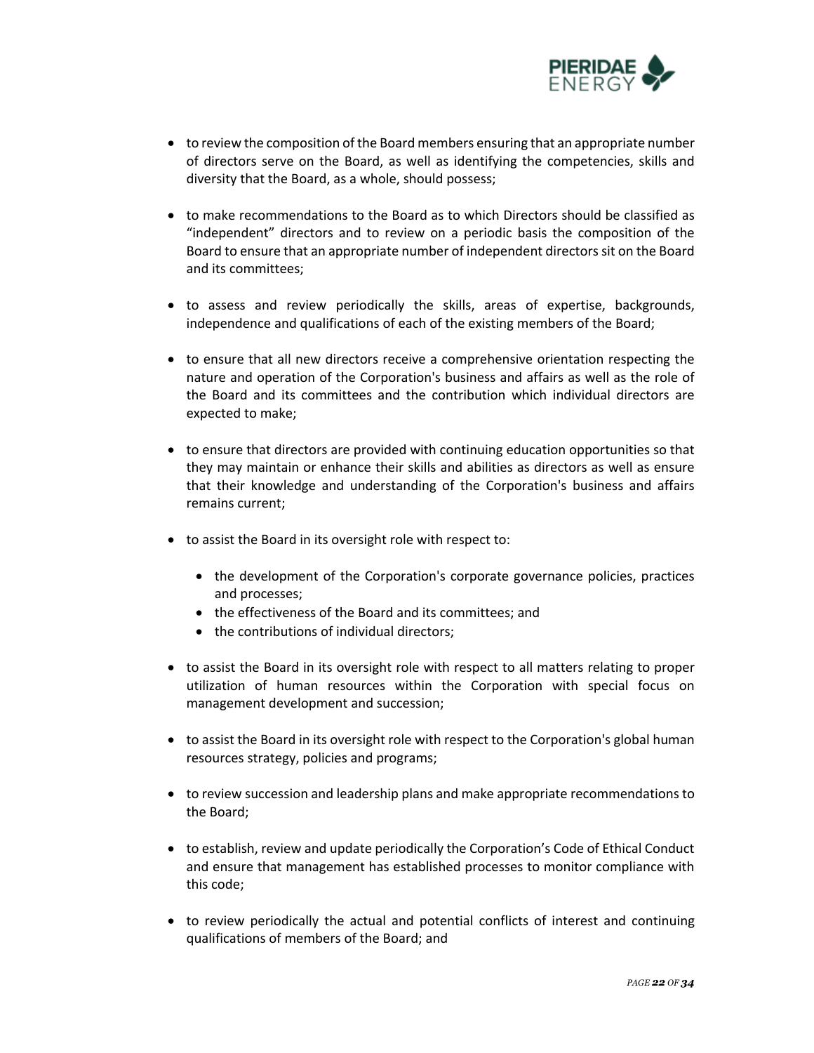- to review the composition of the Board members ensuring that an appropriate number of directors serve on the Board, as well as identifying the competencies, skills and diversity that the Board, as a whole, should possess;

- to make recommendations to the Board as to which Directors should be classified as "independent" directors and to review on a periodic basis the composition of the Board to ensure that an appropriate number of independent directors sit on the Board and its committees;

- to assess and review periodically the skills, areas of expertise, backgrounds, independence and qualifications of each of the existing members of the Board;

- to ensure that all new directors receive a comprehensive orientation respecting the nature and operation of the Corporation's business and affairs as well as the role of the Board and its committees and the contribution which individual directors are expected to make;

- to ensure that directors are provided with continuing education opportunities so that they may maintain or enhance their skills and abilities as directors as well as ensure that their knowledge and understanding of the Corporation's business and affairs remains current;

- to assist the Board in its oversight role with respect to:

  - the development of the Corporation's corporate governance policies, practices and processes;
  - the effectiveness of the Board and its committees; and
  - the contributions of individual directors;

- to assist the Board in its oversight role with respect to all matters relating to proper utilization of human resources within the Corporation with special focus on management development and succession;

- to assist the Board in its oversight role with respect to the Corporation's global human resources strategy, policies and programs;

- to review succession and leadership plans and make appropriate recommendations to the Board;

- to establish, review and update periodically the Corporation's Code of Ethical Conduct and ensure that management has established processes to monitor compliance with this code;

- to review periodically the actual and potential conflicts of interest and continuing qualifications of members of the Board; and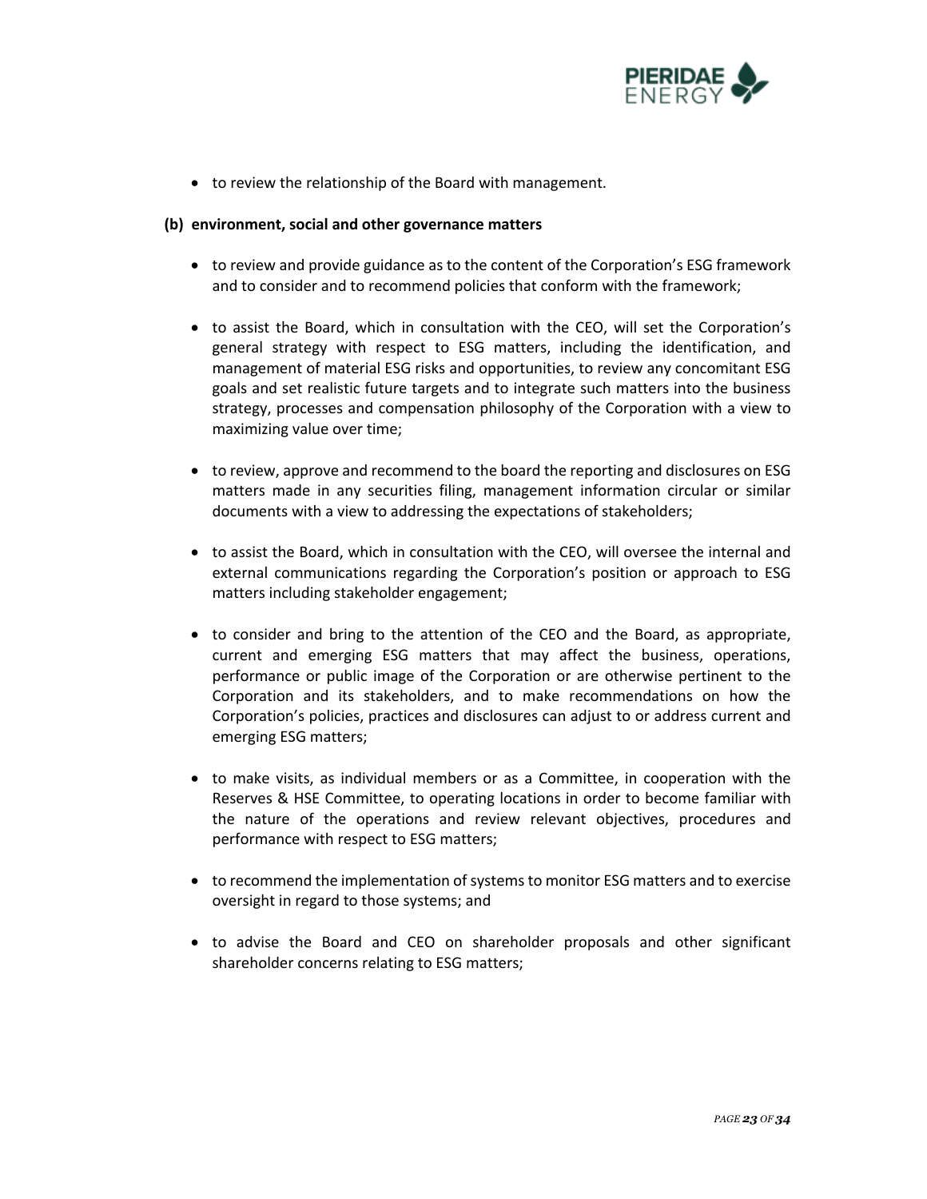- to review the relationship of the Board with management.

**(b) environment, social and other governance matters**

- to review and provide guidance as to the content of the Corporation's ESG framework and to consider and to recommend policies that conform with the framework;

- to assist the Board, which in consultation with the CEO, will set the Corporation's general strategy with respect to ESG matters, including the identification, and management of material ESG risks and opportunities, to review any concomitant ESG goals and set realistic future targets and to integrate such matters into the business strategy, processes and compensation philosophy of the Corporation with a view to maximizing value over time;

- to review, approve and recommend to the board the reporting and disclosures on ESG matters made in any securities filing, management information circular or similar documents with a view to addressing the expectations of stakeholders;

- to assist the Board, which in consultation with the CEO, will oversee the internal and external communications regarding the Corporation's position or approach to ESG matters including stakeholder engagement;

- to consider and bring to the attention of the CEO and the Board, as appropriate, current and emerging ESG matters that may affect the business, operations, performance or public image of the Corporation or are otherwise pertinent to the Corporation and its stakeholders, and to make recommendations on how the Corporation's policies, practices and disclosures can adjust to or address current and emerging ESG matters;

- to make visits, as individual members or as a Committee, in cooperation with the Reserves & HSE Committee, to operating locations in order to become familiar with the nature of the operations and review relevant objectives, procedures and performance with respect to ESG matters;

- to recommend the implementation of systems to monitor ESG matters and to exercise oversight in regard to those systems; and

- to advise the Board and CEO on shareholder proposals and other significant shareholder concerns relating to ESG matters;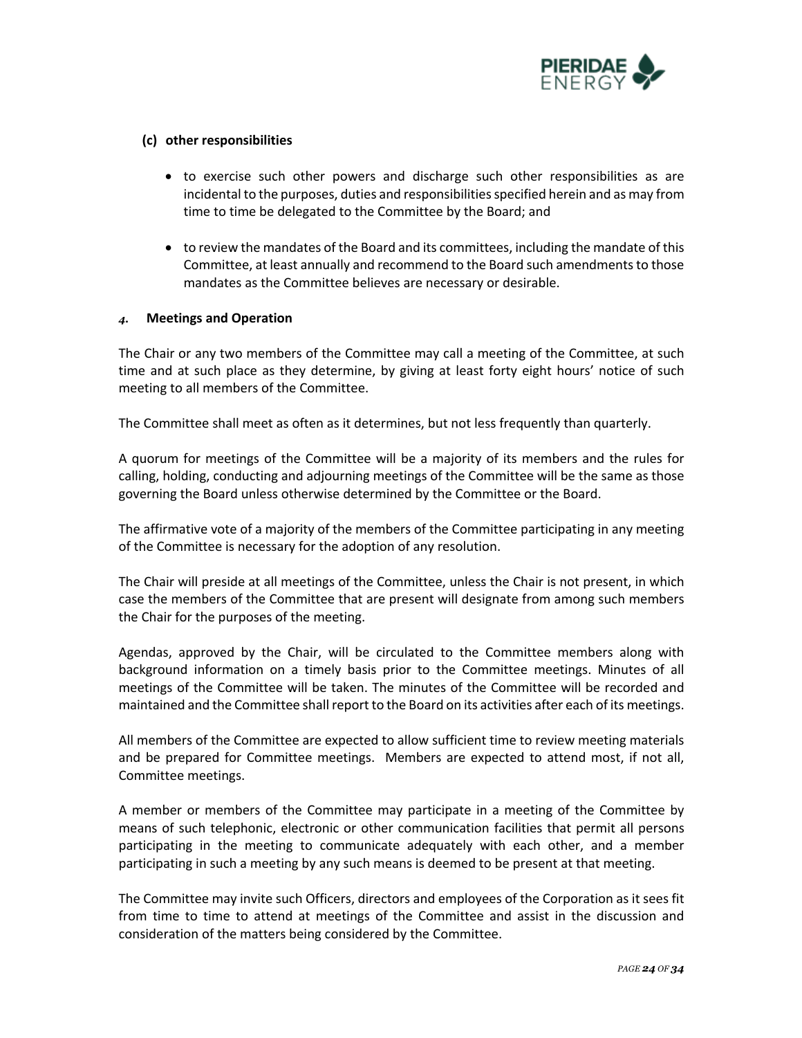**(c) other responsibilities**

- to exercise such other powers and discharge such other responsibilities as are incidental to the purposes, duties and responsibilities specified herein and as may from time to time be delegated to the Committee by the Board; and
- to review the mandates of the Board and its committees, including the mandate of this Committee, at least annually and recommend to the Board such amendments to those mandates as the Committee believes are necessary or desirable.

## 4. Meetings and Operation

The Chair or any two members of the Committee may call a meeting of the Committee, at such time and at such place as they determine, by giving at least forty eight hours' notice of such meeting to all members of the Committee.

The Committee shall meet as often as it determines, but not less frequently than quarterly.

A quorum for meetings of the Committee will be a majority of its members and the rules for calling, holding, conducting and adjourning meetings of the Committee will be the same as those governing the Board unless otherwise determined by the Committee or the Board.

The affirmative vote of a majority of the members of the Committee participating in any meeting of the Committee is necessary for the adoption of any resolution.

The Chair will preside at all meetings of the Committee, unless the Chair is not present, in which case the members of the Committee that are present will designate from among such members the Chair for the purposes of the meeting.

Agendas, approved by the Chair, will be circulated to the Committee members along with background information on a timely basis prior to the Committee meetings. Minutes of all meetings of the Committee will be taken. The minutes of the Committee will be recorded and maintained and the Committee shall report to the Board on its activities after each of its meetings.

All members of the Committee are expected to allow sufficient time to review meeting materials and be prepared for Committee meetings. Members are expected to attend most, if not all, Committee meetings.

A member or members of the Committee may participate in a meeting of the Committee by means of such telephonic, electronic or other communication facilities that permit all persons participating in the meeting to communicate adequately with each other, and a member participating in such a meeting by any such means is deemed to be present at that meeting.

The Committee may invite such Officers, directors and employees of the Corporation as it sees fit from time to time to attend at meetings of the Committee and assist in the discussion and consideration of the matters being considered by the Committee.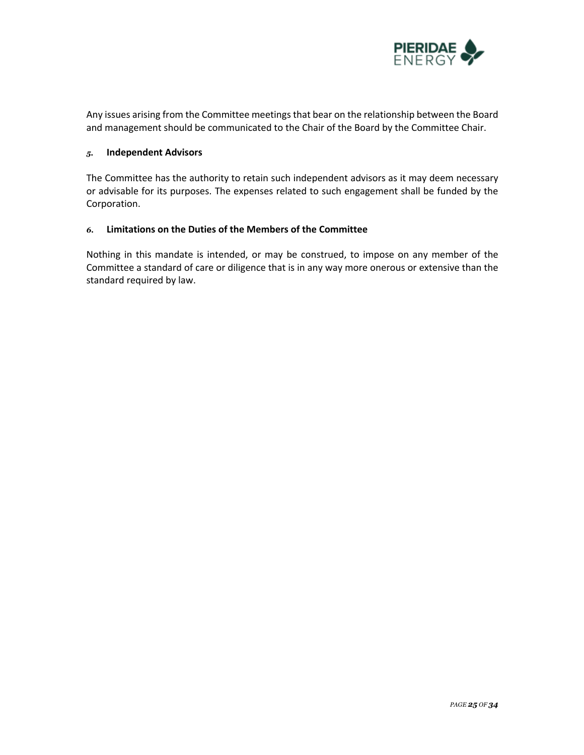Any issues arising from the Committee meetings that bear on the relationship between the Board and management should be communicated to the Chair of the Board by the Committee Chair.

### *5.* Independent Advisors

The Committee has the authority to retain such independent advisors as it may deem necessary or advisable for its purposes. The expenses related to such engagement shall be funded by the Corporation.

### *6.* Limitations on the Duties of the Members of the Committee

Nothing in this mandate is intended, or may be construed, to impose on any member of the Committee a standard of care or diligence that is in any way more onerous or extensive than the standard required by law.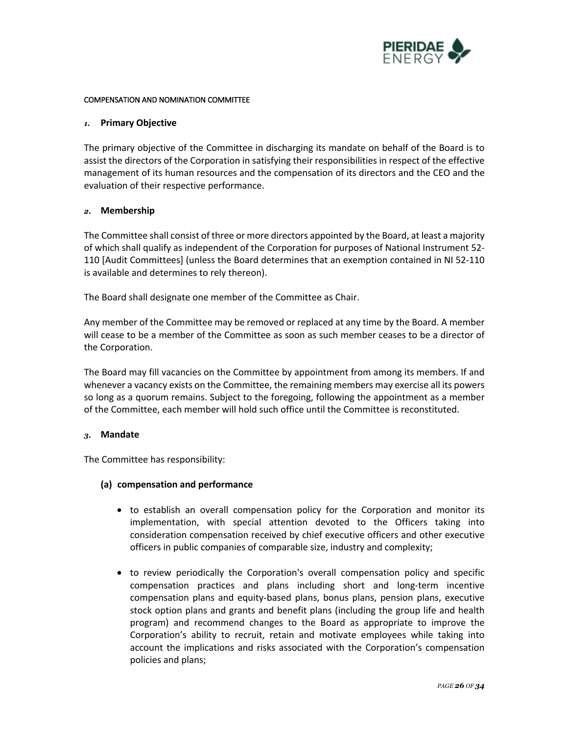COMPENSATION AND NOMINATION COMMITTEE

## *1.* Primary Objective

The primary objective of the Committee in discharging its mandate on behalf of the Board is to assist the directors of the Corporation in satisfying their responsibilities in respect of the effective management of its human resources and the compensation of its directors and the CEO and the evaluation of their respective performance.

## *2.* Membership

The Committee shall consist of three or more directors appointed by the Board, at least a majority of which shall qualify as independent of the Corporation for purposes of National Instrument 52-110 [Audit Committees] (unless the Board determines that an exemption contained in NI 52-110 is available and determines to rely thereon).

The Board shall designate one member of the Committee as Chair.

Any member of the Committee may be removed or replaced at any time by the Board. A member will cease to be a member of the Committee as soon as such member ceases to be a director of the Corporation.

The Board may fill vacancies on the Committee by appointment from among its members. If and whenever a vacancy exists on the Committee, the remaining members may exercise all its powers so long as a quorum remains. Subject to the foregoing, following the appointment as a member of the Committee, each member will hold such office until the Committee is reconstituted.

## *3.* Mandate

The Committee has responsibility:

### (a) compensation and performance

- to establish an overall compensation policy for the Corporation and monitor its implementation, with special attention devoted to the Officers taking into consideration compensation received by chief executive officers and other executive officers in public companies of comparable size, industry and complexity;

- to review periodically the Corporation's overall compensation policy and specific compensation practices and plans including short and long-term incentive compensation plans and equity-based plans, bonus plans, pension plans, executive stock option plans and grants and benefit plans (including the group life and health program) and recommend changes to the Board as appropriate to improve the Corporation's ability to recruit, retain and motivate employees while taking into account the implications and risks associated with the Corporation's compensation policies and plans;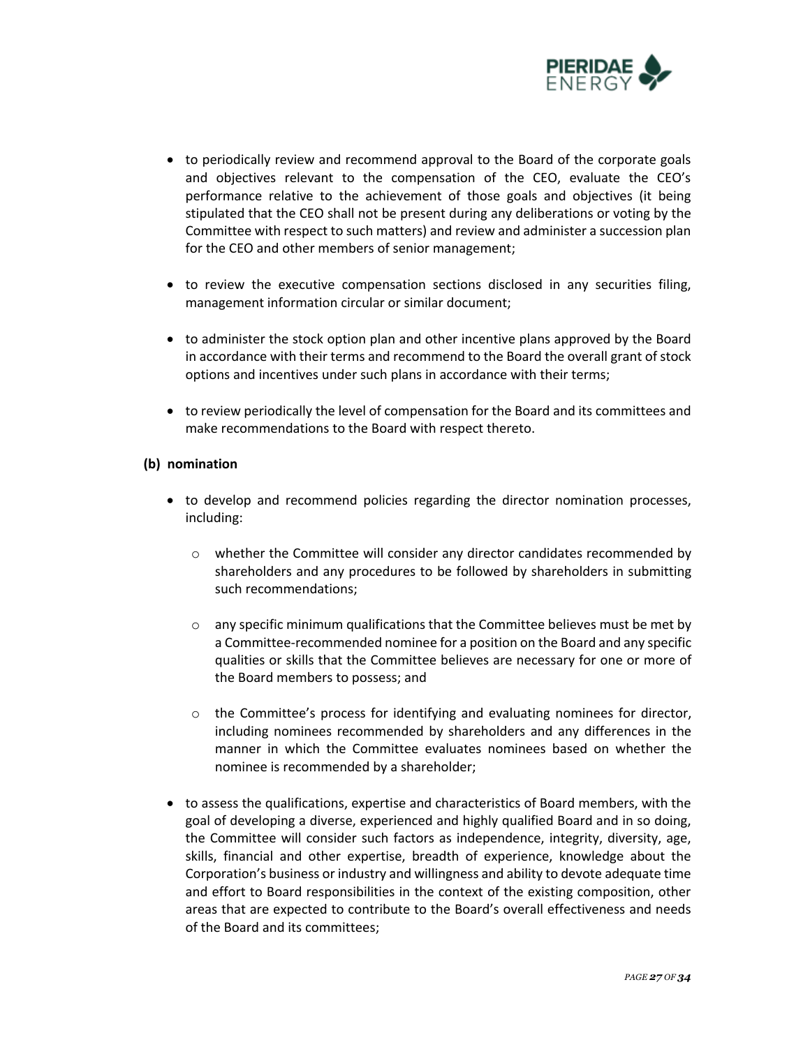- to periodically review and recommend approval to the Board of the corporate goals and objectives relevant to the compensation of the CEO, evaluate the CEO's performance relative to the achievement of those goals and objectives (it being stipulated that the CEO shall not be present during any deliberations or voting by the Committee with respect to such matters) and review and administer a succession plan for the CEO and other members of senior management;

- to review the executive compensation sections disclosed in any securities filing, management information circular or similar document;

- to administer the stock option plan and other incentive plans approved by the Board in accordance with their terms and recommend to the Board the overall grant of stock options and incentives under such plans in accordance with their terms;

- to review periodically the level of compensation for the Board and its committees and make recommendations to the Board with respect thereto.

**(b) nomination**

- to develop and recommend policies regarding the director nomination processes, including:

    - whether the Committee will consider any director candidates recommended by shareholders and any procedures to be followed by shareholders in submitting such recommendations;

    - any specific minimum qualifications that the Committee believes must be met by a Committee-recommended nominee for a position on the Board and any specific qualities or skills that the Committee believes are necessary for one or more of the Board members to possess; and

    - the Committee's process for identifying and evaluating nominees for director, including nominees recommended by shareholders and any differences in the manner in which the Committee evaluates nominees based on whether the nominee is recommended by a shareholder;

- to assess the qualifications, expertise and characteristics of Board members, with the goal of developing a diverse, experienced and highly qualified Board and in so doing, the Committee will consider such factors as independence, integrity, diversity, age, skills, financial and other expertise, breadth of experience, knowledge about the Corporation's business or industry and willingness and ability to devote adequate time and effort to Board responsibilities in the context of the existing composition, other areas that are expected to contribute to the Board's overall effectiveness and needs of the Board and its committees;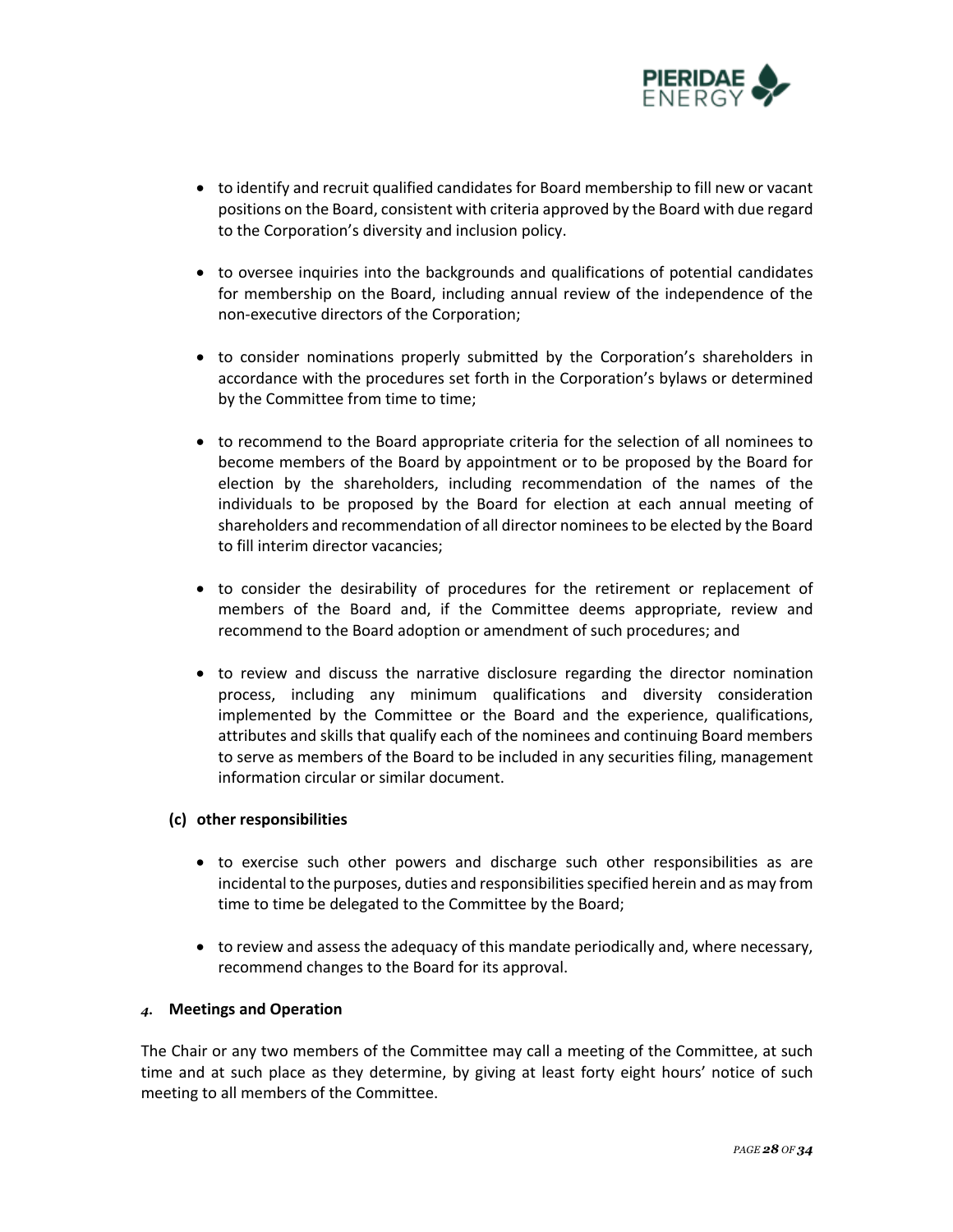- to identify and recruit qualified candidates for Board membership to fill new or vacant positions on the Board, consistent with criteria approved by the Board with due regard to the Corporation's diversity and inclusion policy.

- to oversee inquiries into the backgrounds and qualifications of potential candidates for membership on the Board, including annual review of the independence of the non-executive directors of the Corporation;

- to consider nominations properly submitted by the Corporation's shareholders in accordance with the procedures set forth in the Corporation's bylaws or determined by the Committee from time to time;

- to recommend to the Board appropriate criteria for the selection of all nominees to become members of the Board by appointment or to be proposed by the Board for election by the shareholders, including recommendation of the names of the individuals to be proposed by the Board for election at each annual meeting of shareholders and recommendation of all director nominees to be elected by the Board to fill interim director vacancies;

- to consider the desirability of procedures for the retirement or replacement of members of the Board and, if the Committee deems appropriate, review and recommend to the Board adoption or amendment of such procedures; and

- to review and discuss the narrative disclosure regarding the director nomination process, including any minimum qualifications and diversity consideration implemented by the Committee or the Board and the experience, qualifications, attributes and skills that qualify each of the nominees and continuing Board members to serve as members of the Board to be included in any securities filing, management information circular or similar document.

**(c) other responsibilities**

- to exercise such other powers and discharge such other responsibilities as are incidental to the purposes, duties and responsibilities specified herein and as may from time to time be delegated to the Committee by the Board;

- to review and assess the adequacy of this mandate periodically and, where necessary, recommend changes to the Board for its approval.

## *4.* Meetings and Operation

The Chair or any two members of the Committee may call a meeting of the Committee, at such time and at such place as they determine, by giving at least forty eight hours' notice of such meeting to all members of the Committee.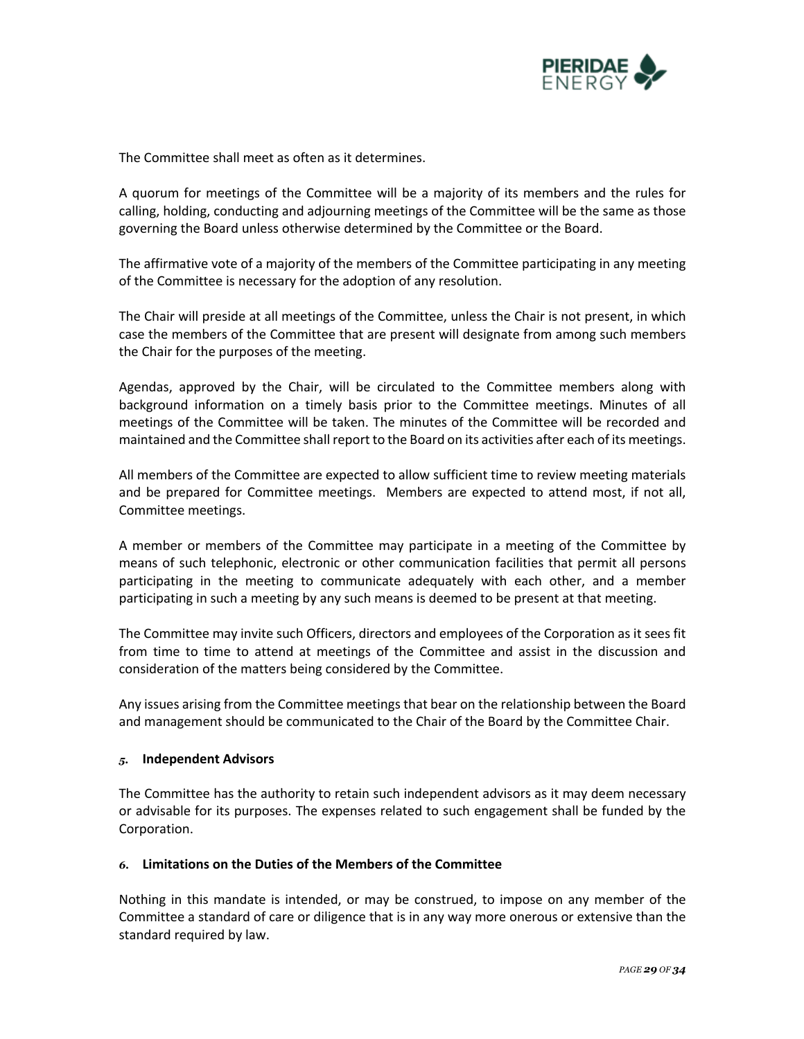The Committee shall meet as often as it determines.

A quorum for meetings of the Committee will be a majority of its members and the rules for calling, holding, conducting and adjourning meetings of the Committee will be the same as those governing the Board unless otherwise determined by the Committee or the Board.

The affirmative vote of a majority of the members of the Committee participating in any meeting of the Committee is necessary for the adoption of any resolution.

The Chair will preside at all meetings of the Committee, unless the Chair is not present, in which case the members of the Committee that are present will designate from among such members the Chair for the purposes of the meeting.

Agendas, approved by the Chair, will be circulated to the Committee members along with background information on a timely basis prior to the Committee meetings. Minutes of all meetings of the Committee will be taken. The minutes of the Committee will be recorded and maintained and the Committee shall report to the Board on its activities after each of its meetings.

All members of the Committee are expected to allow sufficient time to review meeting materials and be prepared for Committee meetings. Members are expected to attend most, if not all, Committee meetings.

A member or members of the Committee may participate in a meeting of the Committee by means of such telephonic, electronic or other communication facilities that permit all persons participating in the meeting to communicate adequately with each other, and a member participating in such a meeting by any such means is deemed to be present at that meeting.

The Committee may invite such Officers, directors and employees of the Corporation as it sees fit from time to time to attend at meetings of the Committee and assist in the discussion and consideration of the matters being considered by the Committee.

Any issues arising from the Committee meetings that bear on the relationship between the Board and management should be communicated to the Chair of the Board by the Committee Chair.

### *5.* Independent Advisors

The Committee has the authority to retain such independent advisors as it may deem necessary or advisable for its purposes. The expenses related to such engagement shall be funded by the Corporation.

### *6.* Limitations on the Duties of the Members of the Committee

Nothing in this mandate is intended, or may be construed, to impose on any member of the Committee a standard of care or diligence that is in any way more onerous or extensive than the standard required by law.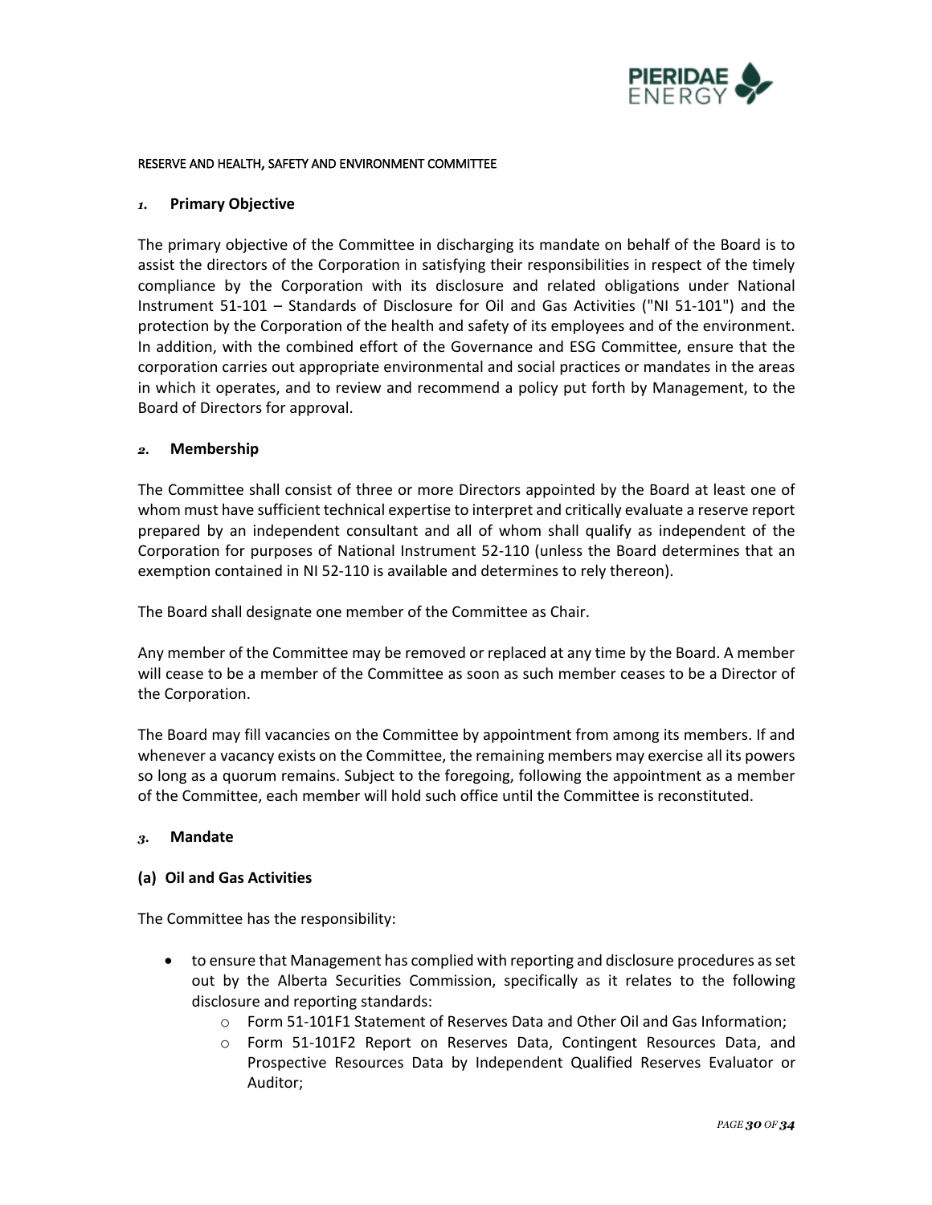RESERVE AND HEALTH, SAFETY AND ENVIRONMENT COMMITTEE

## 1. Primary Objective

The primary objective of the Committee in discharging its mandate on behalf of the Board is to assist the directors of the Corporation in satisfying their responsibilities in respect of the timely compliance by the Corporation with its disclosure and related obligations under National Instrument 51-101 – Standards of Disclosure for Oil and Gas Activities ("NI 51-101") and the protection by the Corporation of the health and safety of its employees and of the environment. In addition, with the combined effort of the Governance and ESG Committee, ensure that the corporation carries out appropriate environmental and social practices or mandates in the areas in which it operates, and to review and recommend a policy put forth by Management, to the Board of Directors for approval.

## 2. Membership

The Committee shall consist of three or more Directors appointed by the Board at least one of whom must have sufficient technical expertise to interpret and critically evaluate a reserve report prepared by an independent consultant and all of whom shall qualify as independent of the Corporation for purposes of National Instrument 52-110 (unless the Board determines that an exemption contained in NI 52-110 is available and determines to rely thereon).

The Board shall designate one member of the Committee as Chair.

Any member of the Committee may be removed or replaced at any time by the Board. A member will cease to be a member of the Committee as soon as such member ceases to be a Director of the Corporation.

The Board may fill vacancies on the Committee by appointment from among its members. If and whenever a vacancy exists on the Committee, the remaining members may exercise all its powers so long as a quorum remains. Subject to the foregoing, following the appointment as a member of the Committee, each member will hold such office until the Committee is reconstituted.

## 3. Mandate

### (a) Oil and Gas Activities

The Committee has the responsibility:

- to ensure that Management has complied with reporting and disclosure procedures as set out by the Alberta Securities Commission, specifically as it relates to the following disclosure and reporting standards:
  - Form 51-101F1 Statement of Reserves Data and Other Oil and Gas Information;
  - Form 51-101F2 Report on Reserves Data, Contingent Resources Data, and Prospective Resources Data by Independent Qualified Reserves Evaluator or Auditor;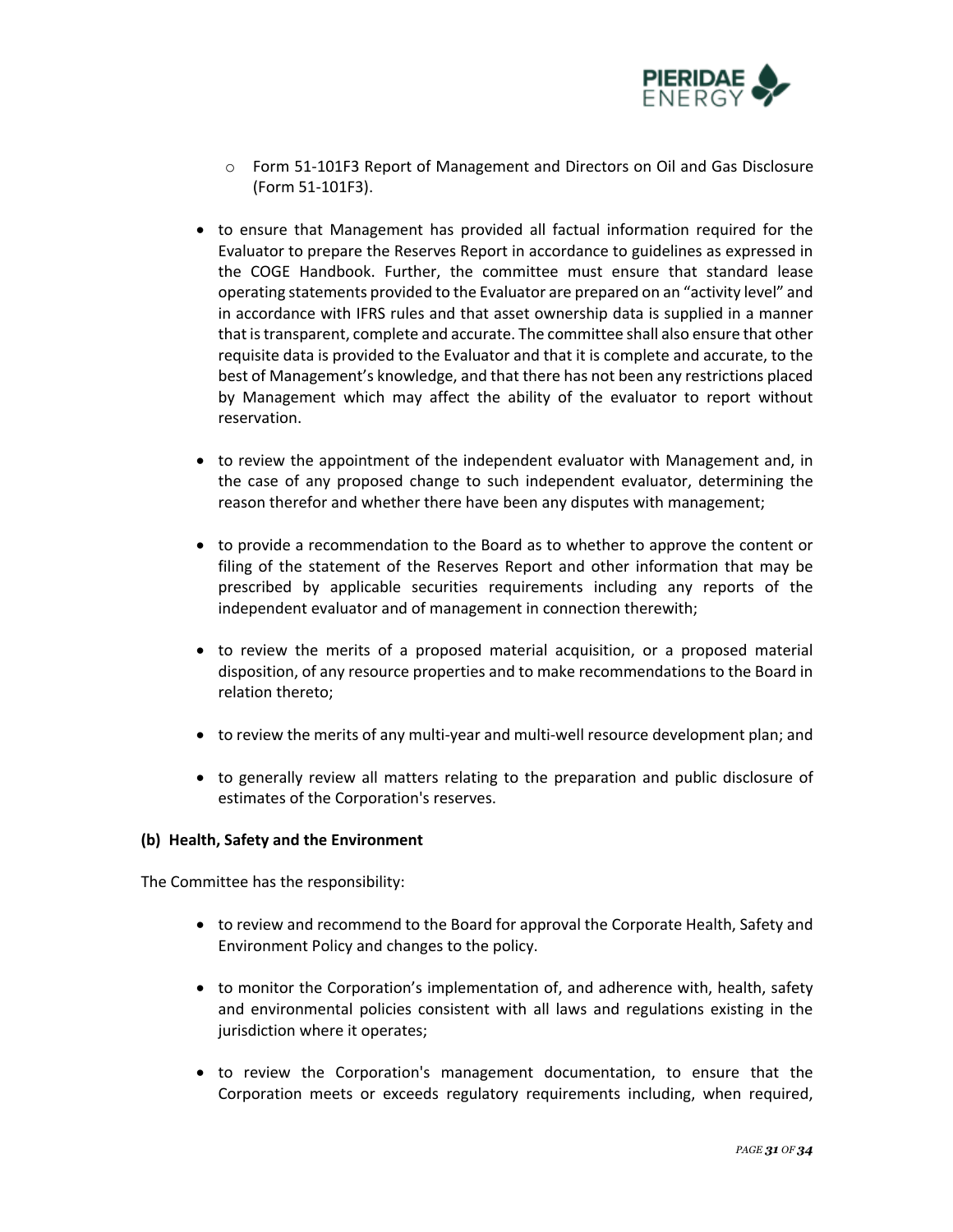- Form 51-101F3 Report of Management and Directors on Oil and Gas Disclosure (Form 51-101F3).

- to ensure that Management has provided all factual information required for the Evaluator to prepare the Reserves Report in accordance to guidelines as expressed in the COGE Handbook. Further, the committee must ensure that standard lease operating statements provided to the Evaluator are prepared on an "activity level" and in accordance with IFRS rules and that asset ownership data is supplied in a manner that is transparent, complete and accurate. The committee shall also ensure that other requisite data is provided to the Evaluator and that it is complete and accurate, to the best of Management's knowledge, and that there has not been any restrictions placed by Management which may affect the ability of the evaluator to report without reservation.

- to review the appointment of the independent evaluator with Management and, in the case of any proposed change to such independent evaluator, determining the reason therefor and whether there have been any disputes with management;

- to provide a recommendation to the Board as to whether to approve the content or filing of the statement of the Reserves Report and other information that may be prescribed by applicable securities requirements including any reports of the independent evaluator and of management in connection therewith;

- to review the merits of a proposed material acquisition, or a proposed material disposition, of any resource properties and to make recommendations to the Board in relation thereto;

- to review the merits of any multi-year and multi-well resource development plan; and

- to generally review all matters relating to the preparation and public disclosure of estimates of the Corporation's reserves.

**(b) Health, Safety and the Environment**

The Committee has the responsibility:

- to review and recommend to the Board for approval the Corporate Health, Safety and Environment Policy and changes to the policy.

- to monitor the Corporation's implementation of, and adherence with, health, safety and environmental policies consistent with all laws and regulations existing in the jurisdiction where it operates;

- to review the Corporation's management documentation, to ensure that the Corporation meets or exceeds regulatory requirements including, when required,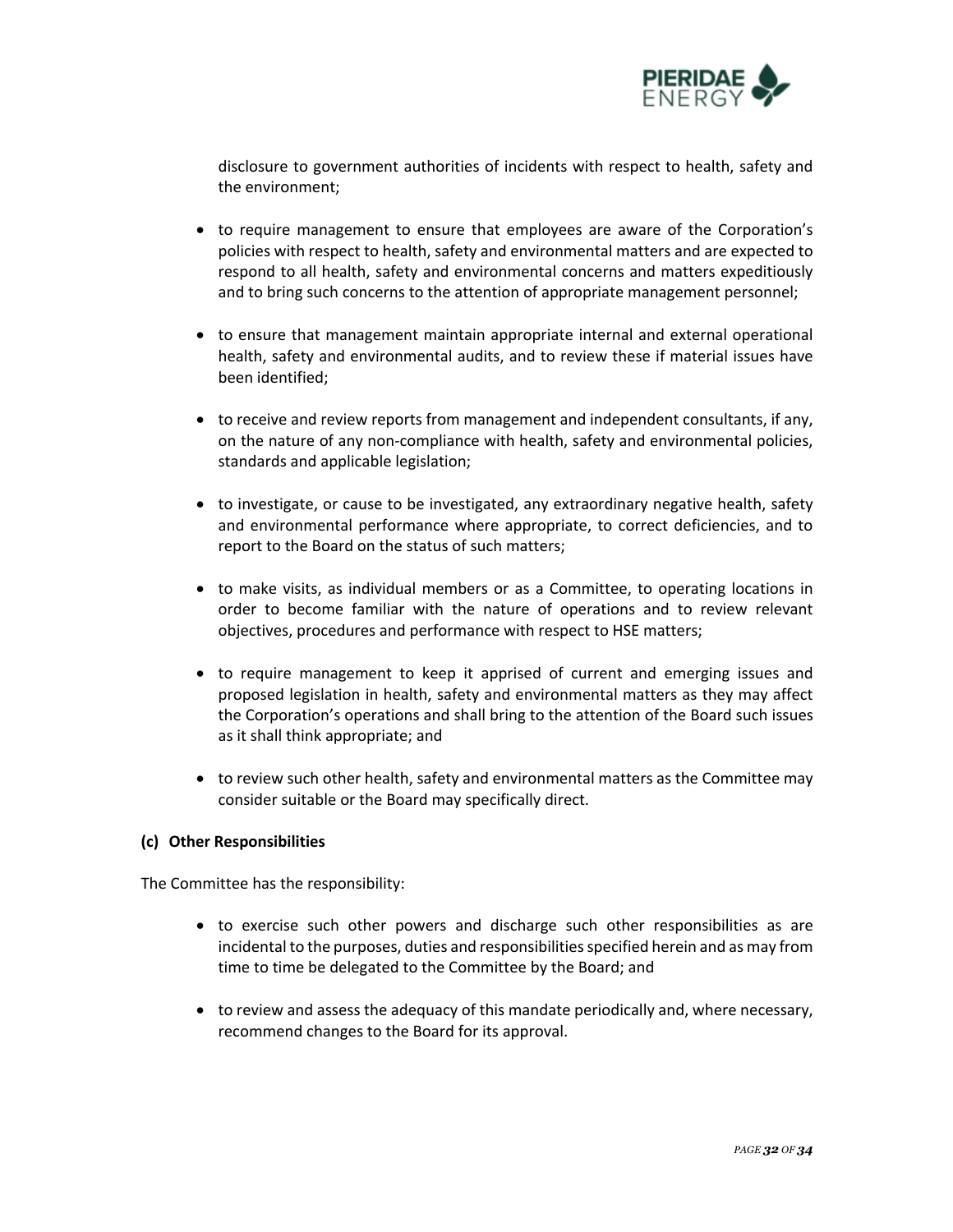disclosure to government authorities of incidents with respect to health, safety and the environment;

- to require management to ensure that employees are aware of the Corporation's policies with respect to health, safety and environmental matters and are expected to respond to all health, safety and environmental concerns and matters expeditiously and to bring such concerns to the attention of appropriate management personnel;

- to ensure that management maintain appropriate internal and external operational health, safety and environmental audits, and to review these if material issues have been identified;

- to receive and review reports from management and independent consultants, if any, on the nature of any non-compliance with health, safety and environmental policies, standards and applicable legislation;

- to investigate, or cause to be investigated, any extraordinary negative health, safety and environmental performance where appropriate, to correct deficiencies, and to report to the Board on the status of such matters;

- to make visits, as individual members or as a Committee, to operating locations in order to become familiar with the nature of operations and to review relevant objectives, procedures and performance with respect to HSE matters;

- to require management to keep it apprised of current and emerging issues and proposed legislation in health, safety and environmental matters as they may affect the Corporation's operations and shall bring to the attention of the Board such issues as it shall think appropriate; and

- to review such other health, safety and environmental matters as the Committee may consider suitable or the Board may specifically direct.

**(c) Other Responsibilities**

The Committee has the responsibility:

- to exercise such other powers and discharge such other responsibilities as are incidental to the purposes, duties and responsibilities specified herein and as may from time to time be delegated to the Committee by the Board; and

- to review and assess the adequacy of this mandate periodically and, where necessary, recommend changes to the Board for its approval.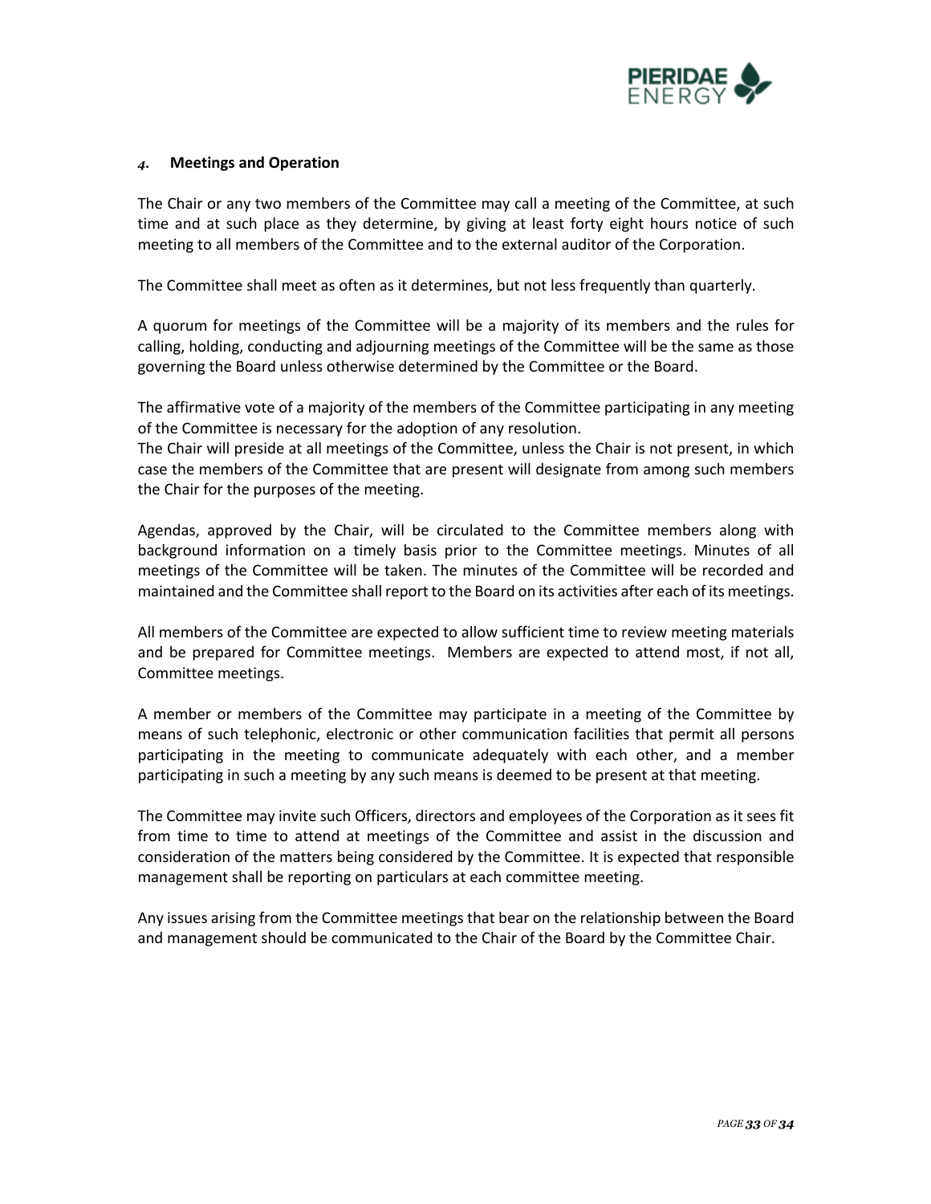## 4. Meetings and Operation

The Chair or any two members of the Committee may call a meeting of the Committee, at such time and at such place as they determine, by giving at least forty eight hours notice of such meeting to all members of the Committee and to the external auditor of the Corporation.

The Committee shall meet as often as it determines, but not less frequently than quarterly.

A quorum for meetings of the Committee will be a majority of its members and the rules for calling, holding, conducting and adjourning meetings of the Committee will be the same as those governing the Board unless otherwise determined by the Committee or the Board.

The affirmative vote of a majority of the members of the Committee participating in any meeting of the Committee is necessary for the adoption of any resolution.
The Chair will preside at all meetings of the Committee, unless the Chair is not present, in which case the members of the Committee that are present will designate from among such members the Chair for the purposes of the meeting.

Agendas, approved by the Chair, will be circulated to the Committee members along with background information on a timely basis prior to the Committee meetings. Minutes of all meetings of the Committee will be taken. The minutes of the Committee will be recorded and maintained and the Committee shall report to the Board on its activities after each of its meetings.

All members of the Committee are expected to allow sufficient time to review meeting materials and be prepared for Committee meetings. Members are expected to attend most, if not all, Committee meetings.

A member or members of the Committee may participate in a meeting of the Committee by means of such telephonic, electronic or other communication facilities that permit all persons participating in the meeting to communicate adequately with each other, and a member participating in such a meeting by any such means is deemed to be present at that meeting.

The Committee may invite such Officers, directors and employees of the Corporation as it sees fit from time to time to attend at meetings of the Committee and assist in the discussion and consideration of the matters being considered by the Committee. It is expected that responsible management shall be reporting on particulars at each committee meeting.

Any issues arising from the Committee meetings that bear on the relationship between the Board and management should be communicated to the Chair of the Board by the Committee Chair.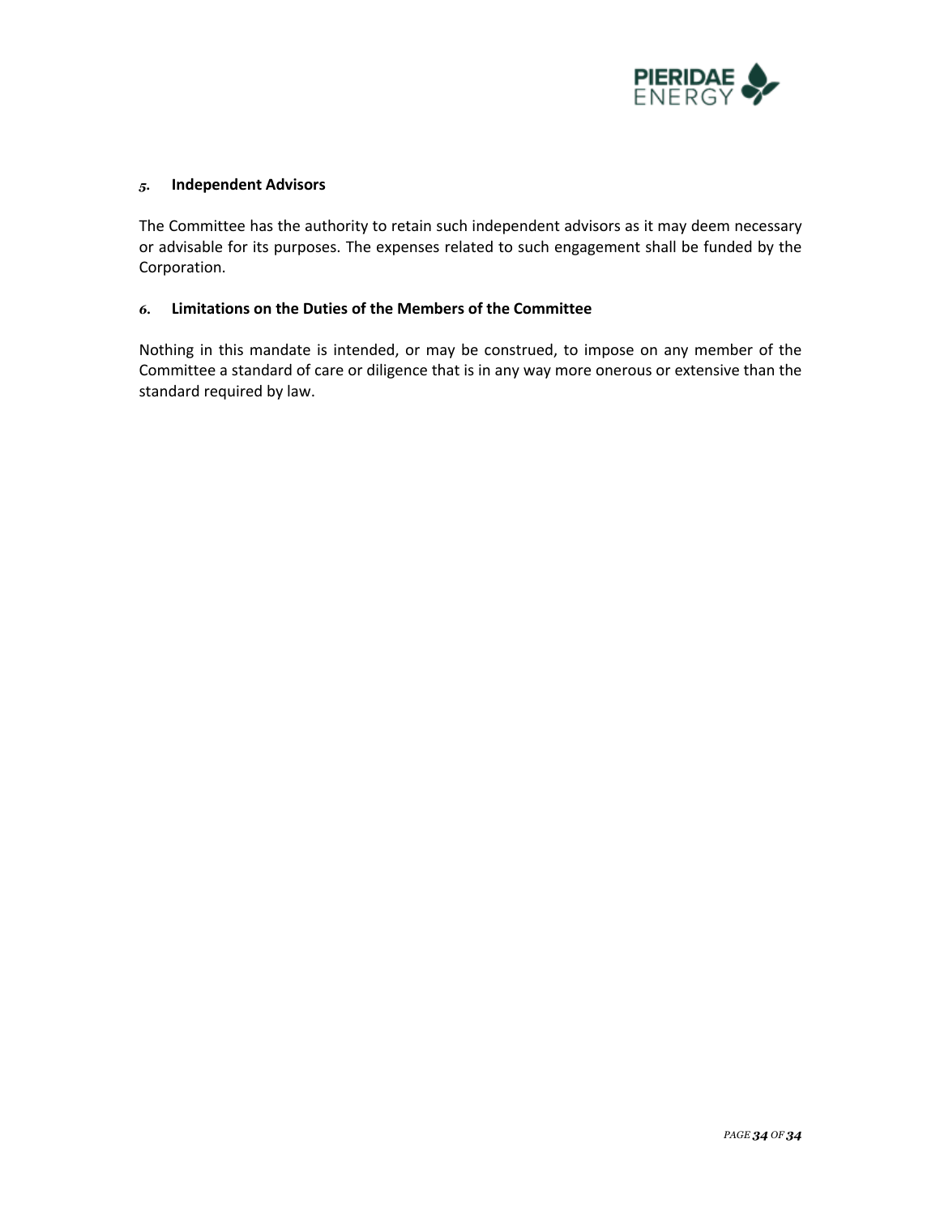### *5.* Independent Advisors

The Committee has the authority to retain such independent advisors as it may deem necessary or advisable for its purposes. The expenses related to such engagement shall be funded by the Corporation.

### *6.* Limitations on the Duties of the Members of the Committee

Nothing in this mandate is intended, or may be construed, to impose on any member of the Committee a standard of care or diligence that is in any way more onerous or extensive than the standard required by law.